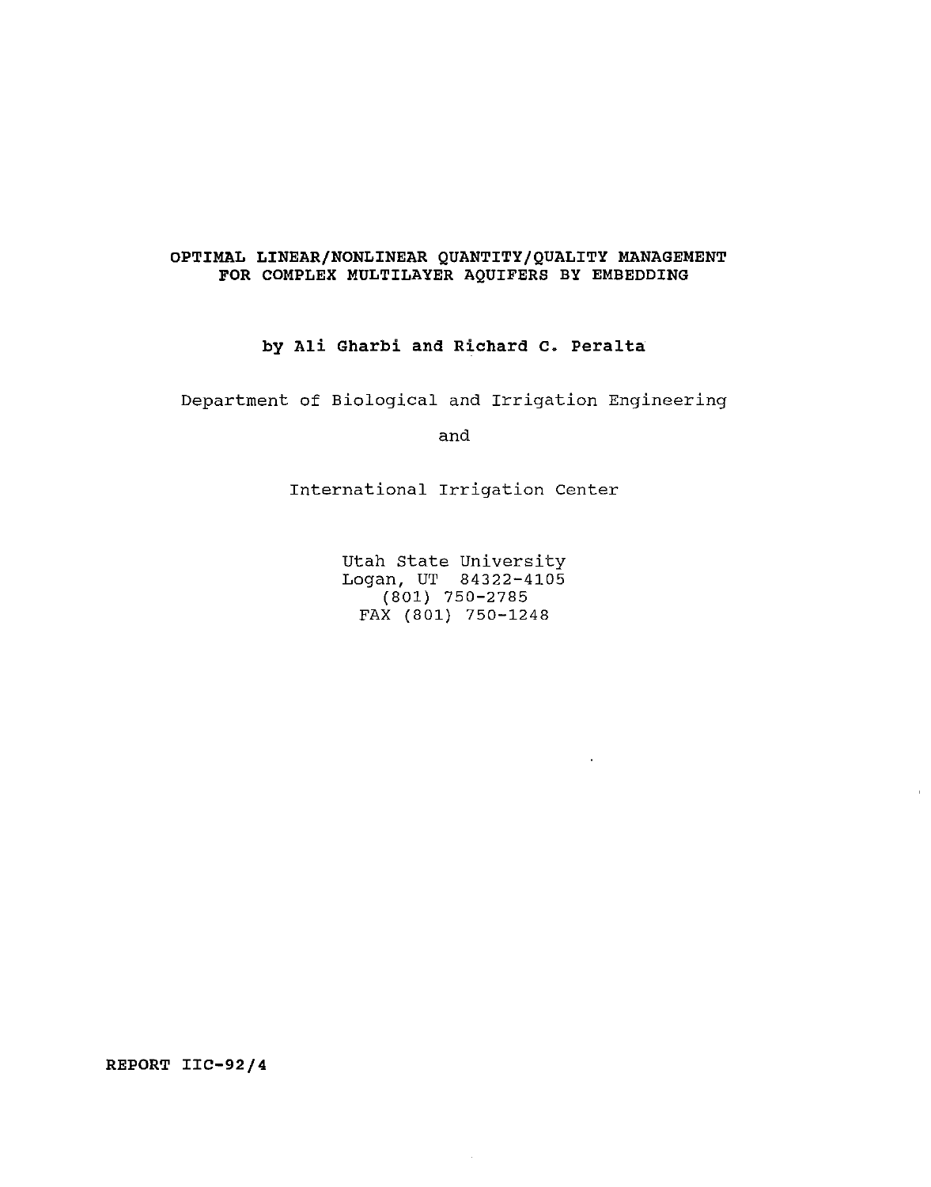# OPTIMAL LINEAR/NONLINEAR QUANTITY/QUALITY MANAGEMENT FOR COMPLEX MULTILAYER AQUIFERS BY EMBEDDING

**by Ali Gharbi and Richard C. Peralta**

Department of Biological and Irrigation Engineering

and

International Irrigation Center

Utah State University
Logan, UT 84322-4105
(801) 750-2785
FAX (801) 750-1248

**REPORT IIC-92/4**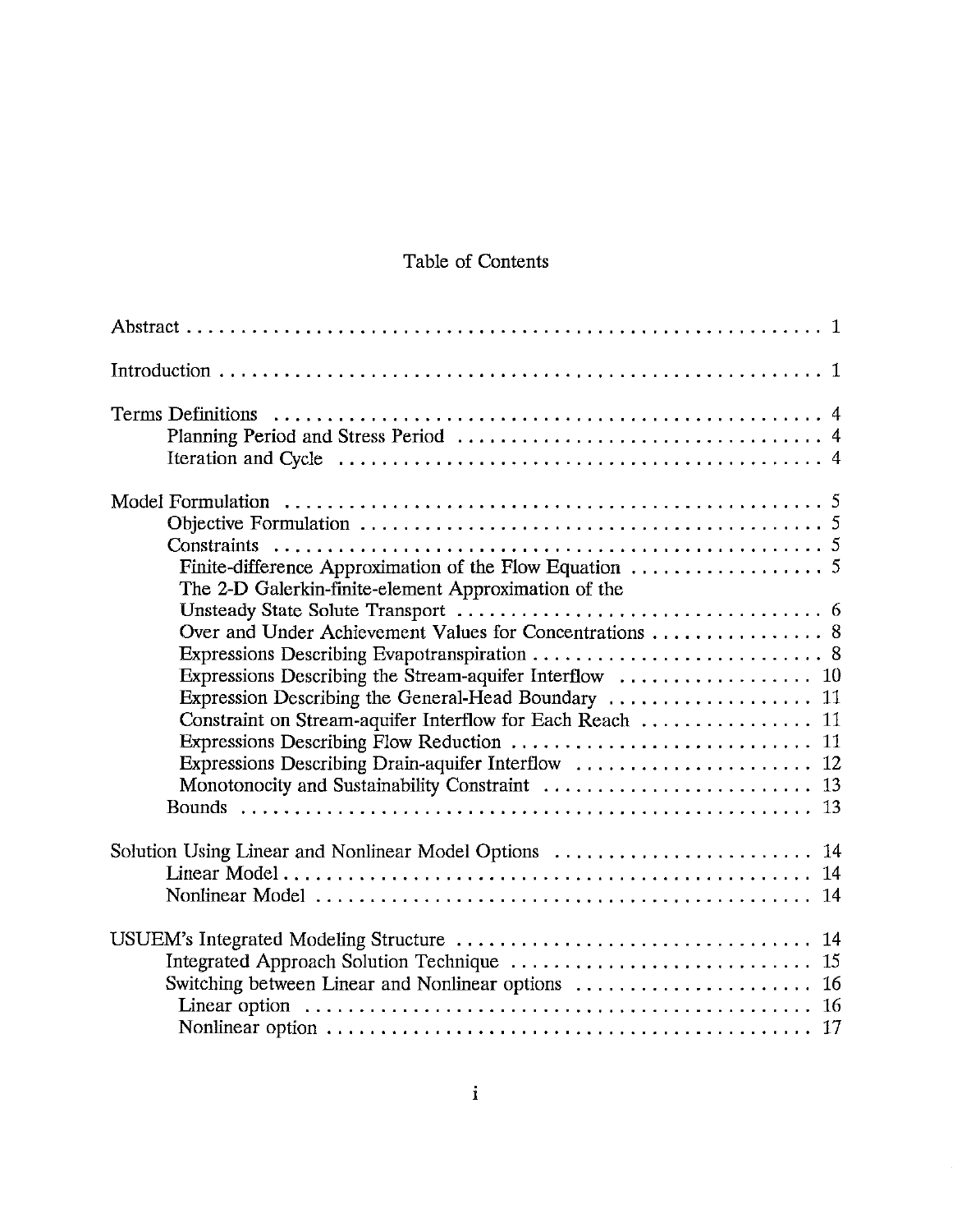# Table of Contents

Abstract . . . . . . . . . . . . . . . . . . . . . . . . . . . . . . . . . . . . . . . . . . . . . . . . . . . 1

Introduction . . . . . . . . . . . . . . . . . . . . . . . . . . . . . . . . . . . . . . . . . . . . . . . . . 1

Terms Definitions . . . . . . . . . . . . . . . . . . . . . . . . . . . . . . . . . . . . . . . . . . . . . 4
- Planning Period and Stress Period . . . . . . . . . . . . . . . . . . . . . . . . . . . . . . . . 4
- Iteration and Cycle . . . . . . . . . . . . . . . . . . . . . . . . . . . . . . . . . . . . . . . . . 4

Model Formulation . . . . . . . . . . . . . . . . . . . . . . . . . . . . . . . . . . . . . . . . . . . . 5
- Objective Formulation . . . . . . . . . . . . . . . . . . . . . . . . . . . . . . . . . . . . . . . . 5
- Constraints . . . . . . . . . . . . . . . . . . . . . . . . . . . . . . . . . . . . . . . . . . . . . . 5
  - Finite-difference Approximation of the Flow Equation . . . . . . . . . . . . . . . . . . 5
  - The 2-D Galerkin-finite-element Approximation of the Unsteady State Solute Transport . . . . . . . . . . . . . . . . . . . . . . . . . . . . . . . . . 6
  - Over and Under Achievement Values for Concentrations . . . . . . . . . . . . . . . . 8
  - Expressions Describing Evapotranspiration . . . . . . . . . . . . . . . . . . . . . . . . . 8
  - Expressions Describing the Stream-aquifer Interflow . . . . . . . . . . . . . . . . . . 10
  - Expression Describing the General-Head Boundary . . . . . . . . . . . . . . . . . . . 11
  - Constraint on Stream-aquifer Interflow for Each Reach . . . . . . . . . . . . . . . . 11
  - Expressions Describing Flow Reduction . . . . . . . . . . . . . . . . . . . . . . . . . . . 11
  - Expressions Describing Drain-aquifer Interflow . . . . . . . . . . . . . . . . . . . . . 12
  - Monotonocity and Sustainability Constraint . . . . . . . . . . . . . . . . . . . . . . . . 13
- Bounds . . . . . . . . . . . . . . . . . . . . . . . . . . . . . . . . . . . . . . . . . . . . . . . . . 13

Solution Using Linear and Nonlinear Model Options . . . . . . . . . . . . . . . . . . . . . . 14
- Linear Model . . . . . . . . . . . . . . . . . . . . . . . . . . . . . . . . . . . . . . . . . . . . . . 14
- Nonlinear Model . . . . . . . . . . . . . . . . . . . . . . . . . . . . . . . . . . . . . . . . . . . . 14

USUEM's Integrated Modeling Structure . . . . . . . . . . . . . . . . . . . . . . . . . . . . . . 14
- Integrated Approach Solution Technique . . . . . . . . . . . . . . . . . . . . . . . . . . . . 15
- Switching between Linear and Nonlinear options . . . . . . . . . . . . . . . . . . . . . . 16
  - Linear option . . . . . . . . . . . . . . . . . . . . . . . . . . . . . . . . . . . . . . . . . . . . 16
  - Nonlinear option . . . . . . . . . . . . . . . . . . . . . . . . . . . . . . . . . . . . . . . . . . 17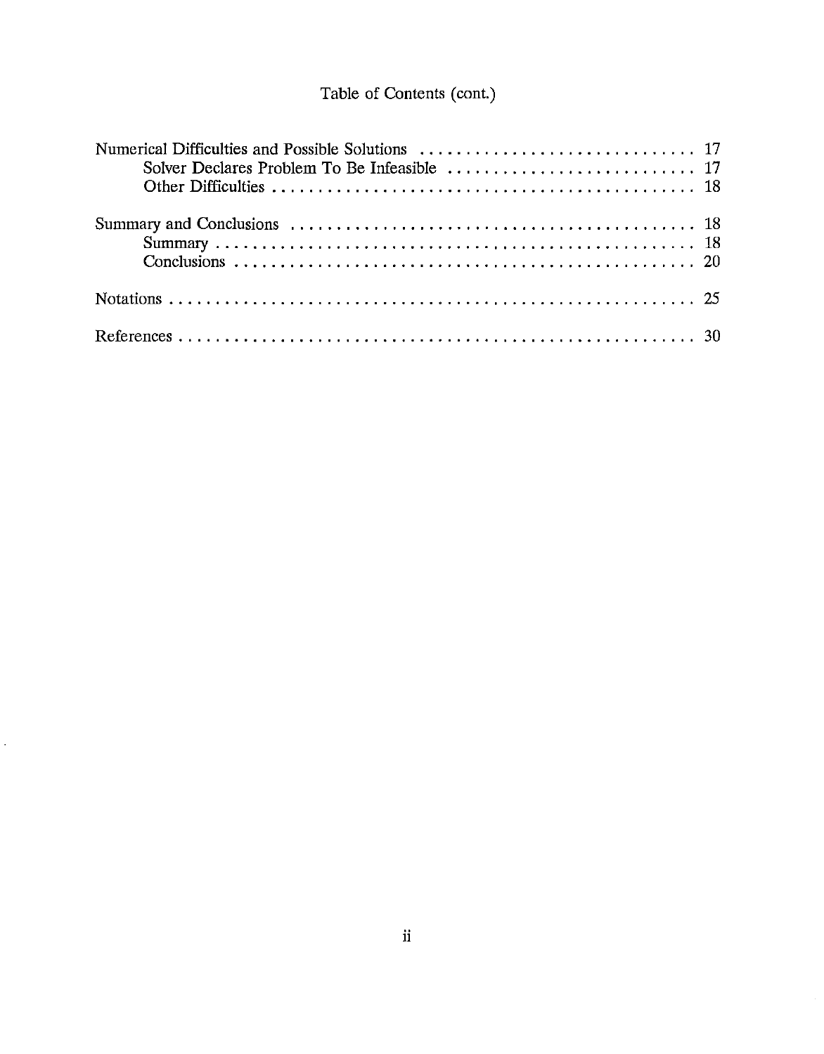# Table of Contents (cont.)

- Numerical Difficulties and Possible Solutions ..... 17
  - Solver Declares Problem To Be Infeasible ..... 17
  - Other Difficulties ..... 18

- Summary and Conclusions ..... 18
  - Summary ..... 18
  - Conclusions ..... 20

- Notations ..... 25

- References ..... 30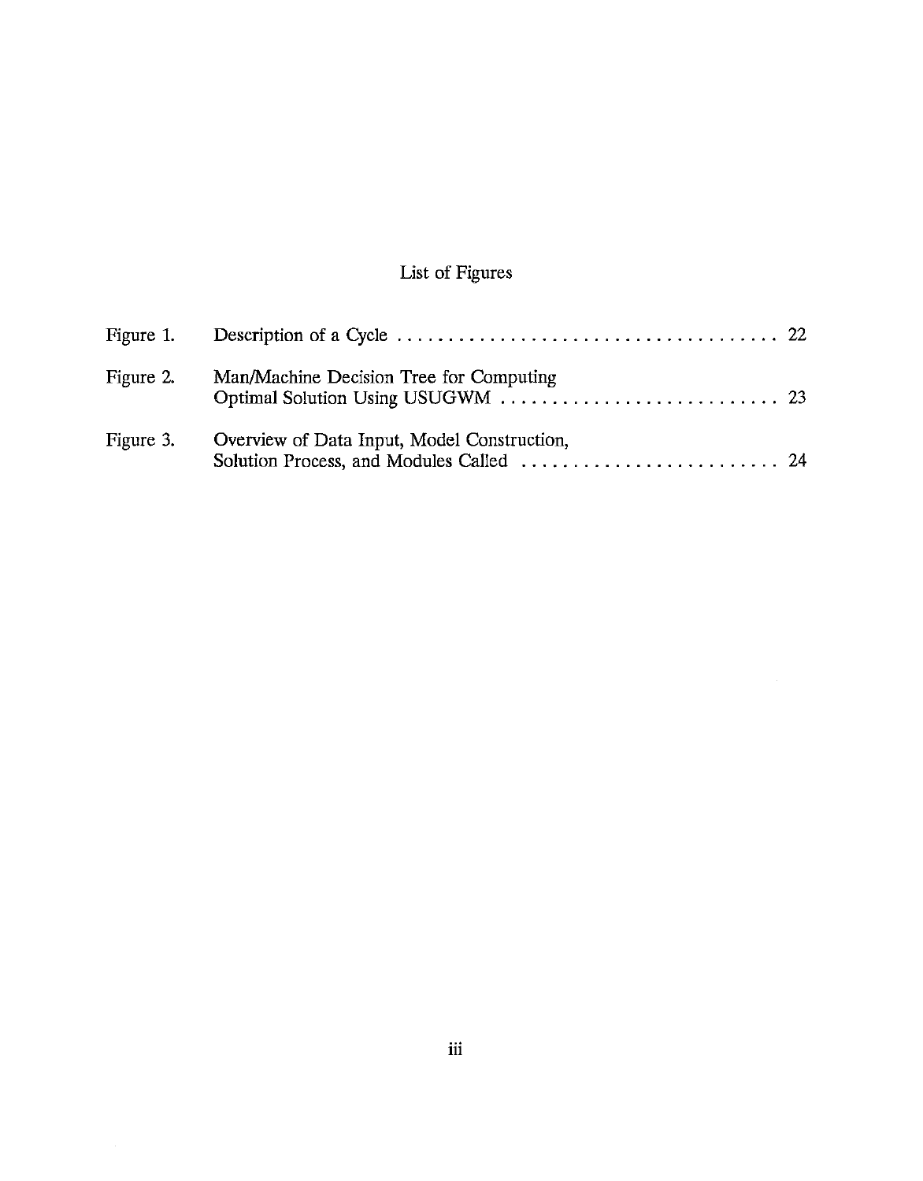# List of Figures

| | | |
|---|---|---|
| Figure 1. | Description of a Cycle | 22 |
| Figure 2. | Man/Machine Decision Tree for Computing Optimal Solution Using USUGWM | 23 |
| Figure 3. | Overview of Data Input, Model Construction, Solution Process, and Modules Called | 24 |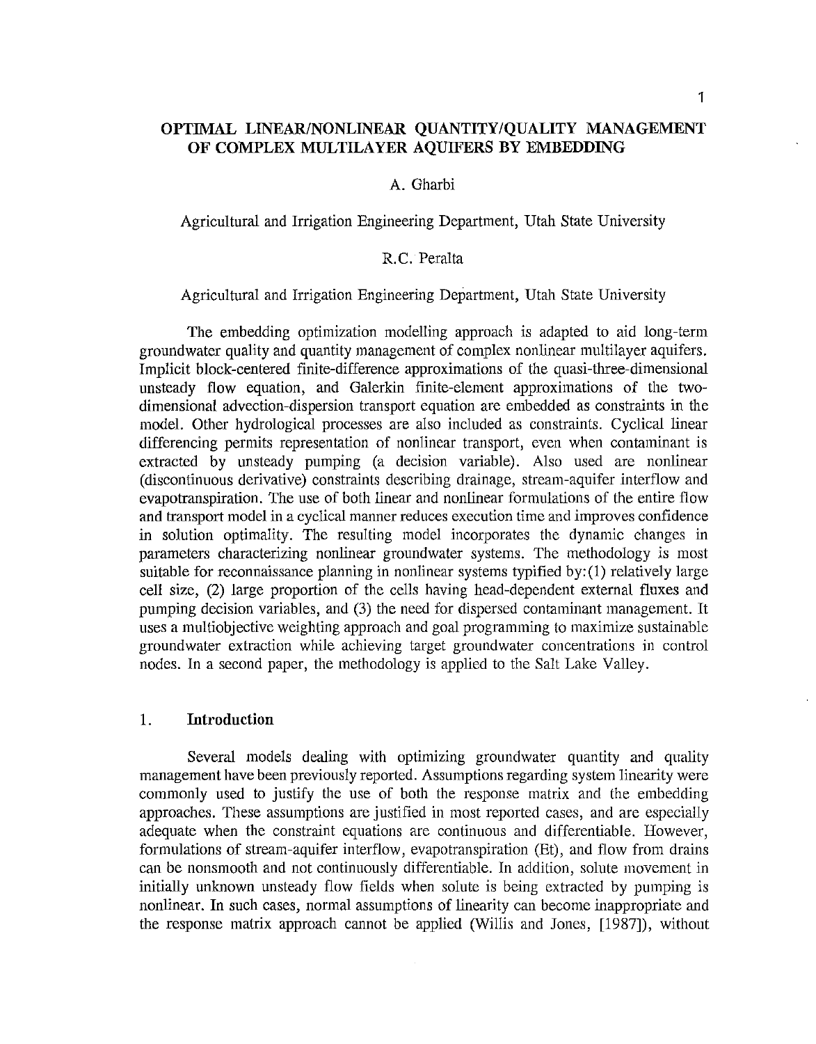# OPTIMAL LINEAR/NONLINEAR QUANTITY/QUALITY MANAGEMENT OF COMPLEX MULTILAYER AQUIFERS BY EMBEDDING

A. Gharbi

Agricultural and Irrigation Engineering Department, Utah State University

R.C. Peralta

Agricultural and Irrigation Engineering Department, Utah State University

The embedding optimization modelling approach is adapted to aid long-term groundwater quality and quantity management of complex nonlinear multilayer aquifers. Implicit block-centered finite-difference approximations of the quasi-three-dimensional unsteady flow equation, and Galerkin finite-element approximations of the two-dimensional advection-dispersion transport equation are embedded as constraints in the model. Other hydrological processes are also included as constraints. Cyclical linear differencing permits representation of nonlinear transport, even when contaminant is extracted by unsteady pumping (a decision variable). Also used are nonlinear (discontinuous derivative) constraints describing drainage, stream-aquifer interflow and evapotranspiration. The use of both linear and nonlinear formulations of the entire flow and transport model in a cyclical manner reduces execution time and improves confidence in solution optimality. The resulting model incorporates the dynamic changes in parameters characterizing nonlinear groundwater systems. The methodology is most suitable for reconnaissance planning in nonlinear systems typified by: (1) relatively large cell size, (2) large proportion of the cells having head-dependent external fluxes and pumping decision variables, and (3) the need for dispersed contaminant management. It uses a multiobjective weighting approach and goal programming to maximize sustainable groundwater extraction while achieving target groundwater concentrations in control nodes. In a second paper, the methodology is applied to the Salt Lake Valley.

## 1. Introduction

Several models dealing with optimizing groundwater quantity and quality management have been previously reported. Assumptions regarding system linearity were commonly used to justify the use of both the response matrix and the embedding approaches. These assumptions are justified in most reported cases, and are especially adequate when the constraint equations are continuous and differentiable. However, formulations of stream-aquifer interflow, evapotranspiration (Et), and flow from drains can be nonsmooth and not continuously differentiable. In addition, solute movement in initially unknown unsteady flow fields when solute is being extracted by pumping is nonlinear. In such cases, normal assumptions of linearity can become inappropriate and the response matrix approach cannot be applied (Willis and Jones, [1987]), without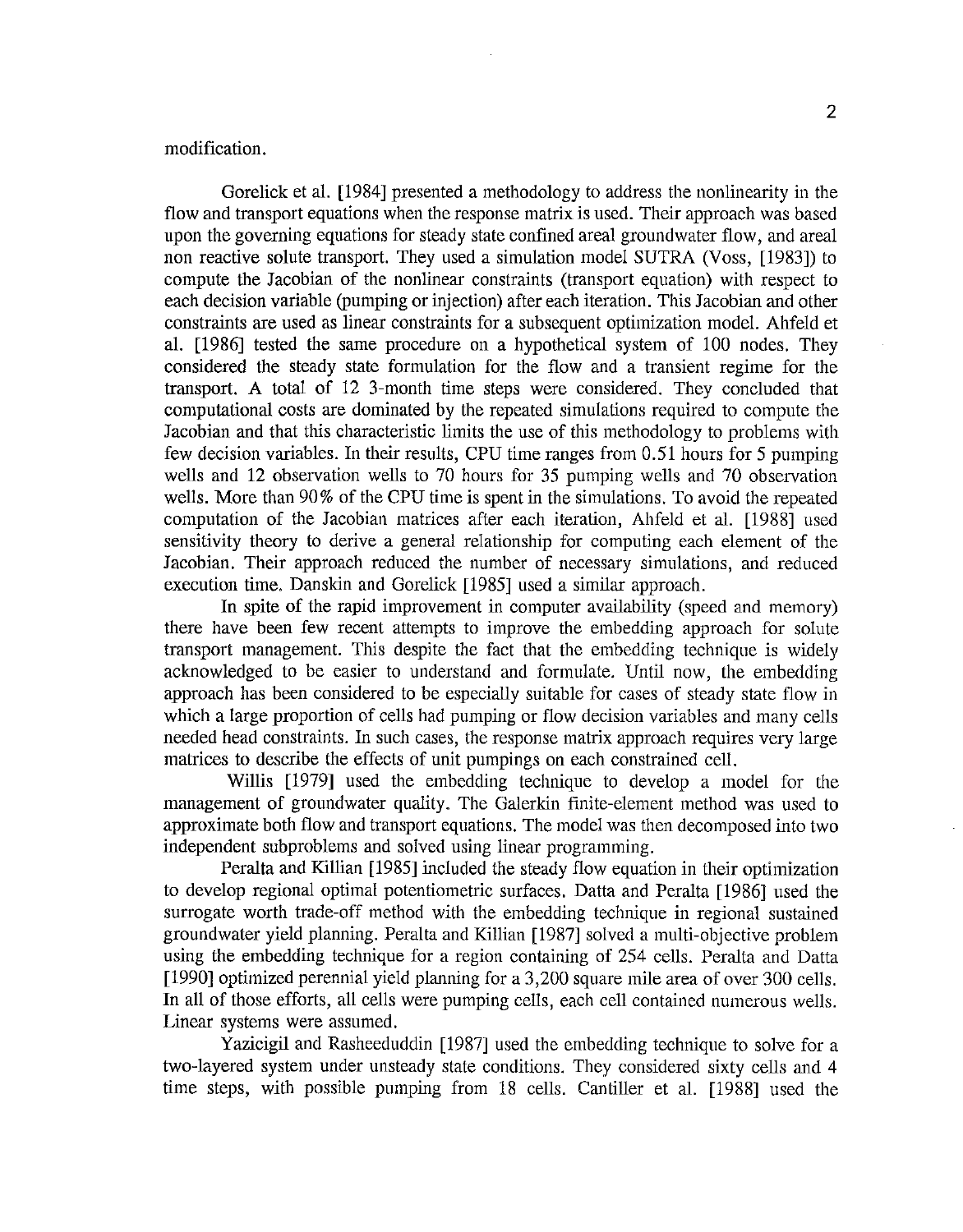modification.

Gorelick et al. [1984] presented a methodology to address the nonlinearity in the flow and transport equations when the response matrix is used. Their approach was based upon the governing equations for steady state confined areal groundwater flow, and areal non reactive solute transport. They used a simulation model SUTRA (Voss, [1983]) to compute the Jacobian of the nonlinear constraints (transport equation) with respect to each decision variable (pumping or injection) after each iteration. This Jacobian and other constraints are used as linear constraints for a subsequent optimization model. Ahfeld et al. [1986] tested the same procedure on a hypothetical system of 100 nodes. They considered the steady state formulation for the flow and a transient regime for the transport. A total of 12 3-month time steps were considered. They concluded that computational costs are dominated by the repeated simulations required to compute the Jacobian and that this characteristic limits the use of this methodology to problems with few decision variables. In their results, CPU time ranges from 0.51 hours for 5 pumping wells and 12 observation wells to 70 hours for 35 pumping wells and 70 observation wells. More than 90% of the CPU time is spent in the simulations. To avoid the repeated computation of the Jacobian matrices after each iteration, Ahfeld et al. [1988] used sensitivity theory to derive a general relationship for computing each element of the Jacobian. Their approach reduced the number of necessary simulations, and reduced execution time. Danskin and Gorelick [1985] used a similar approach.

In spite of the rapid improvement in computer availability (speed and memory) there have been few recent attempts to improve the embedding approach for solute transport management. This despite the fact that the embedding technique is widely acknowledged to be easier to understand and formulate. Until now, the embedding approach has been considered to be especially suitable for cases of steady state flow in which a large proportion of cells had pumping or flow decision variables and many cells needed head constraints. In such cases, the response matrix approach requires very large matrices to describe the effects of unit pumpings on each constrained cell.

Willis [1979] used the embedding technique to develop a model for the management of groundwater quality. The Galerkin finite-element method was used to approximate both flow and transport equations. The model was then decomposed into two independent subproblems and solved using linear programming.

Peralta and Killian [1985] included the steady flow equation in their optimization to develop regional optimal potentiometric surfaces. Datta and Peralta [1986] used the surrogate worth trade-off method with the embedding technique in regional sustained groundwater yield planning. Peralta and Killian [1987] solved a multi-objective problem using the embedding technique for a region containing of 254 cells. Peralta and Datta [1990] optimized perennial yield planning for a 3,200 square mile area of over 300 cells. In all of those efforts, all cells were pumping cells, each cell contained numerous wells. Linear systems were assumed.

Yazicigil and Rasheeduddin [1987] used the embedding technique to solve for a two-layered system under unsteady state conditions. They considered sixty cells and 4 time steps, with possible pumping from 18 cells. Cantiller et al. [1988] used the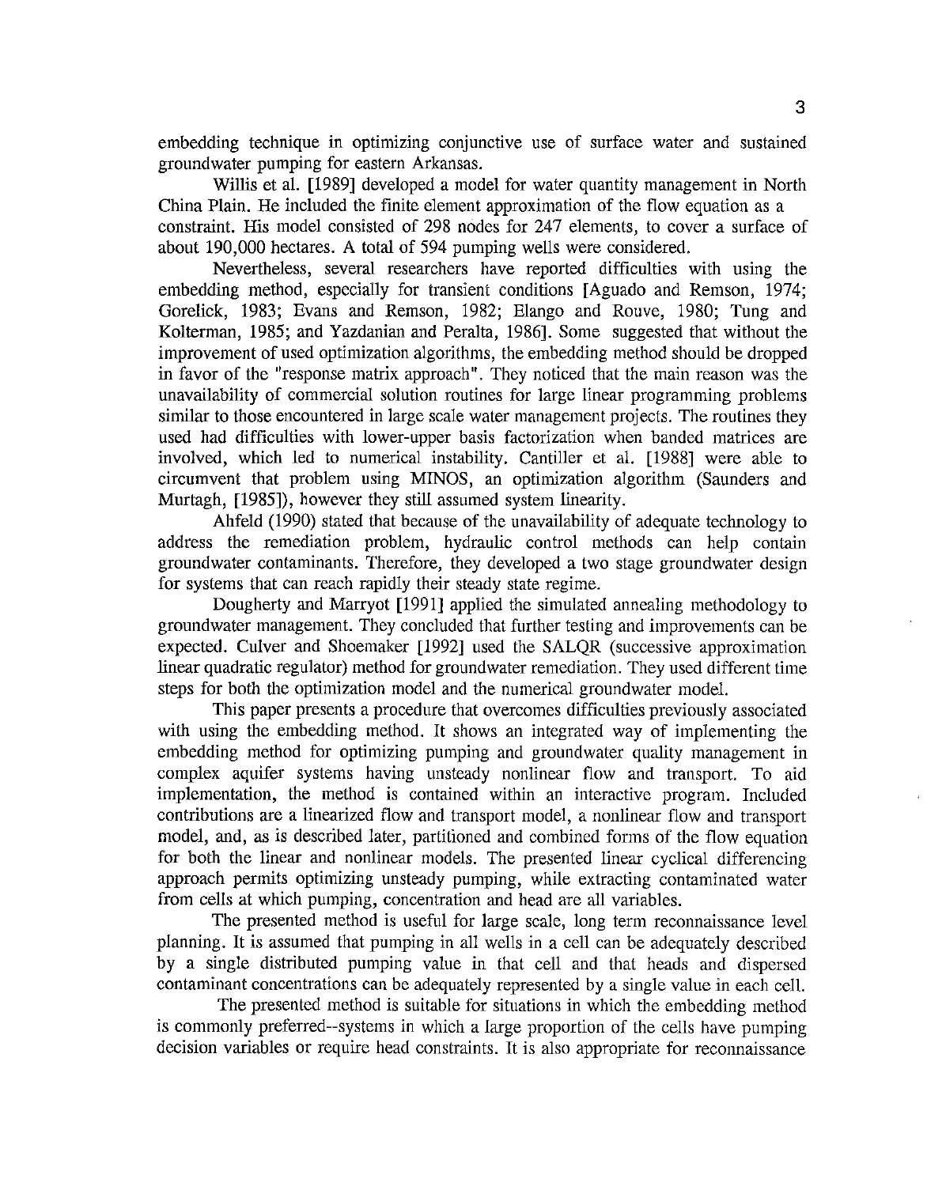embedding technique in optimizing conjunctive use of surface water and sustained groundwater pumping for eastern Arkansas.

Willis et al. [1989] developed a model for water quantity management in North China Plain. He included the finite element approximation of the flow equation as a constraint. His model consisted of 298 nodes for 247 elements, to cover a surface of about 190,000 hectares. A total of 594 pumping wells were considered.

Nevertheless, several researchers have reported difficulties with using the embedding method, especially for transient conditions [Aguado and Remson, 1974; Gorelick, 1983; Evans and Remson, 1982; Elango and Rouve, 1980; Tung and Kolterman, 1985; and Yazdanian and Peralta, 1986]. Some suggested that without the improvement of used optimization algorithms, the embedding method should be dropped in favor of the "response matrix approach". They noticed that the main reason was the unavailability of commercial solution routines for large linear programming problems similar to those encountered in large scale water management projects. The routines they used had difficulties with lower-upper basis factorization when banded matrices are involved, which led to numerical instability. Cantiller et al. [1988] were able to circumvent that problem using MINOS, an optimization algorithm (Saunders and Murtagh, [1985]), however they still assumed system linearity.

Ahfeld (1990) stated that because of the unavailability of adequate technology to address the remediation problem, hydraulic control methods can help contain groundwater contaminants. Therefore, they developed a two stage groundwater design for systems that can reach rapidly their steady state regime.

Dougherty and Marryot [1991] applied the simulated annealing methodology to groundwater management. They concluded that further testing and improvements can be expected. Culver and Shoemaker [1992] used the SALQR (successive approximation linear quadratic regulator) method for groundwater remediation. They used different time steps for both the optimization model and the numerical groundwater model.

This paper presents a procedure that overcomes difficulties previously associated with using the embedding method. It shows an integrated way of implementing the embedding method for optimizing pumping and groundwater quality management in complex aquifer systems having unsteady nonlinear flow and transport. To aid implementation, the method is contained within an interactive program. Included contributions are a linearized flow and transport model, a nonlinear flow and transport model, and, as is described later, partitioned and combined forms of the flow equation for both the linear and nonlinear models. The presented linear cyclical differencing approach permits optimizing unsteady pumping, while extracting contaminated water from cells at which pumping, concentration and head are all variables.

The presented method is useful for large scale, long term reconnaissance level planning. It is assumed that pumping in all wells in a cell can be adequately described by a single distributed pumping value in that cell and that heads and dispersed contaminant concentrations can be adequately represented by a single value in each cell.

The presented method is suitable for situations in which the embedding method is commonly preferred--systems in which a large proportion of the cells have pumping decision variables or require head constraints. It is also appropriate for reconnaissance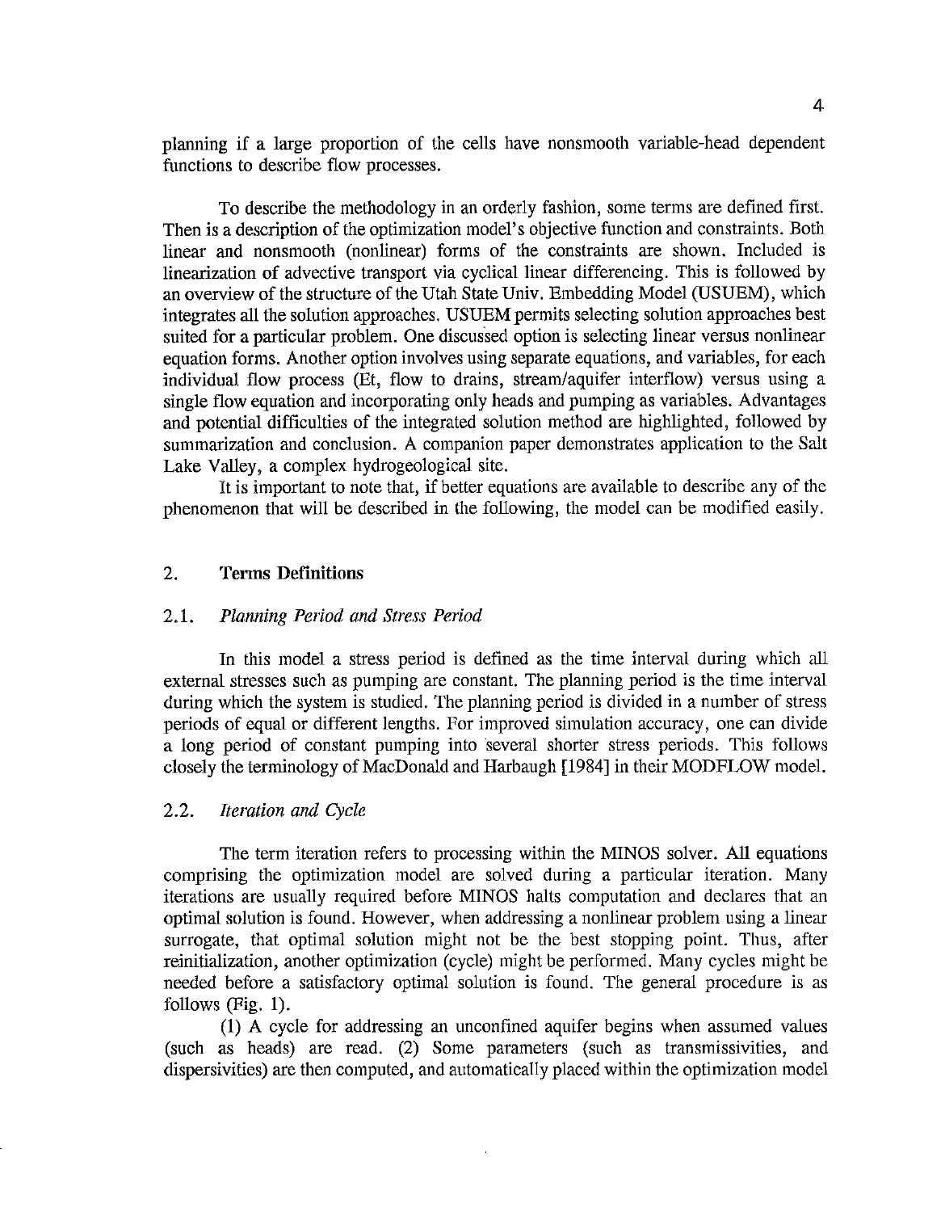planning if a large proportion of the cells have nonsmooth variable-head dependent functions to describe flow processes.

To describe the methodology in an orderly fashion, some terms are defined first. Then is a description of the optimization model's objective function and constraints. Both linear and nonsmooth (nonlinear) forms of the constraints are shown. Included is linearization of advective transport via cyclical linear differencing. This is followed by an overview of the structure of the Utah State Univ. Embedding Model (USUEM), which integrates all the solution approaches. USUEM permits selecting solution approaches best suited for a particular problem. One discussed option is selecting linear versus nonlinear equation forms. Another option involves using separate equations, and variables, for each individual flow process (Et, flow to drains, stream/aquifer interflow) versus using a single flow equation and incorporating only heads and pumping as variables. Advantages and potential difficulties of the integrated solution method are highlighted, followed by summarization and conclusion. A companion paper demonstrates application to the Salt Lake Valley, a complex hydrogeological site.

It is important to note that, if better equations are available to describe any of the phenomenon that will be described in the following, the model can be modified easily.

## 2. Terms Definitions

### 2.1. *Planning Period and Stress Period*

In this model a stress period is defined as the time interval during which all external stresses such as pumping are constant. The planning period is the time interval during which the system is studied. The planning period is divided in a number of stress periods of equal or different lengths. For improved simulation accuracy, one can divide a long period of constant pumping into several shorter stress periods. This follows closely the terminology of MacDonald and Harbaugh [1984] in their MODFLOW model.

### 2.2. *Iteration and Cycle*

The term iteration refers to processing within the MINOS solver. All equations comprising the optimization model are solved during a particular iteration. Many iterations are usually required before MINOS halts computation and declares that an optimal solution is found. However, when addressing a nonlinear problem using a linear surrogate, that optimal solution might not be the best stopping point. Thus, after reinitialization, another optimization (cycle) might be performed. Many cycles might be needed before a satisfactory optimal solution is found. The general procedure is as follows (Fig. 1).

(1) A cycle for addressing an unconfined aquifer begins when assumed values (such as heads) are read. (2) Some parameters (such as transmissivities, and dispersivities) are then computed, and automatically placed within the optimization model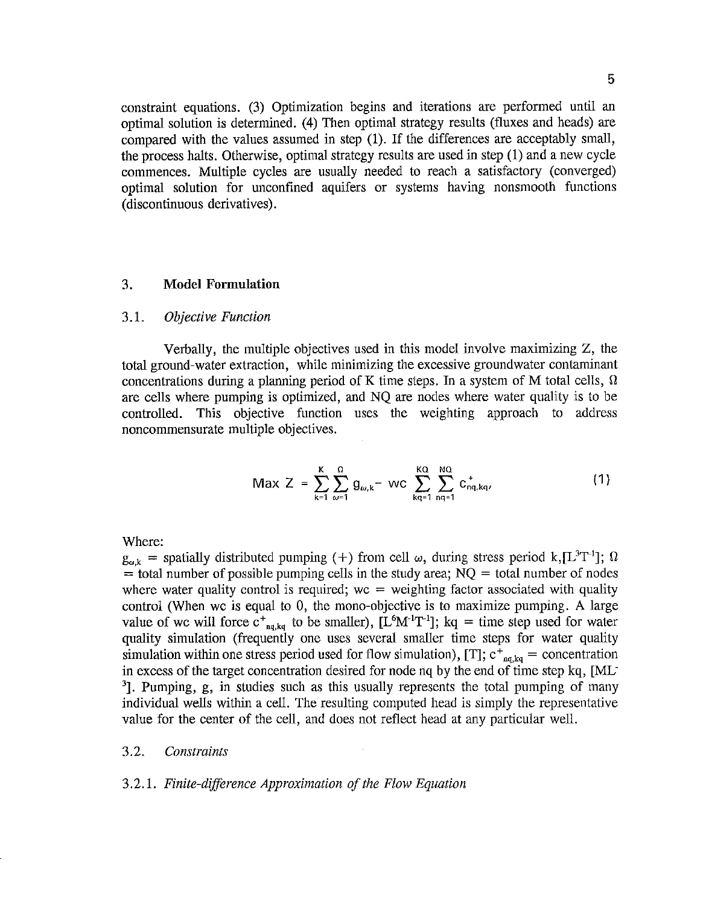constraint equations. (3) Optimization begins and iterations are performed until an optimal solution is determined. (4) Then optimal strategy results (fluxes and heads) are compared with the values assumed in step (1). If the differences are acceptably small, the process halts. Otherwise, optimal strategy results are used in step (1) and a new cycle commences. Multiple cycles are usually needed to reach a satisfactory (converged) optimal solution for unconfined aquifers or systems having nonsmooth functions (discontinuous derivatives).

## 3. **Model Formulation**

### 3.1. *Objective Function*

Verbally, the multiple objectives used in this model involve maximizing Z, the total ground-water extraction, while minimizing the excessive groundwater contaminant concentrations during a planning period of K time steps. In a system of M total cells, $\Omega$ are cells where pumping is optimized, and NQ are nodes where water quality is to be controlled. This objective function uses the weighting approach to address noncommensurate multiple objectives.

$$\text{Max } Z = \sum_{k=1}^{K} \sum_{\omega=1}^{\Omega} g_{\omega,k} - wc \sum_{kq=1}^{KQ} \sum_{nq=1}^{NQ} c^{+}_{nq,kq}, \tag{1}$$

Where:

$g_{\omega,k}$ = spatially distributed pumping (+) from cell $\omega$, during stress period k,$[L^3T^{-1}]$; $\Omega$ = total number of possible pumping cells in the study area; NQ = total number of nodes where water quality control is required; wc = weighting factor associated with quality control (When wc is equal to 0, the mono-objective is to maximize pumping. A large value of wc will force $c^{+}_{nq,kq}$ to be smaller), $[L^6M^{-1}T^{-1}]$; kq = time step used for water quality simulation (frequently one uses several smaller time steps for water quality simulation within one stress period used for flow simulation), [T]; $c^{+}_{nq,kq}$ = concentration in excess of the target concentration desired for node nq by the end of time step kq, $[ML^{-3}]$. Pumping, g, in studies such as this usually represents the total pumping of many individual wells within a cell. The resulting computed head is simply the representative value for the center of the cell, and does not reflect head at any particular well.

### 3.2. *Constraints*

#### 3.2.1. *Finite-difference Approximation of the Flow Equation*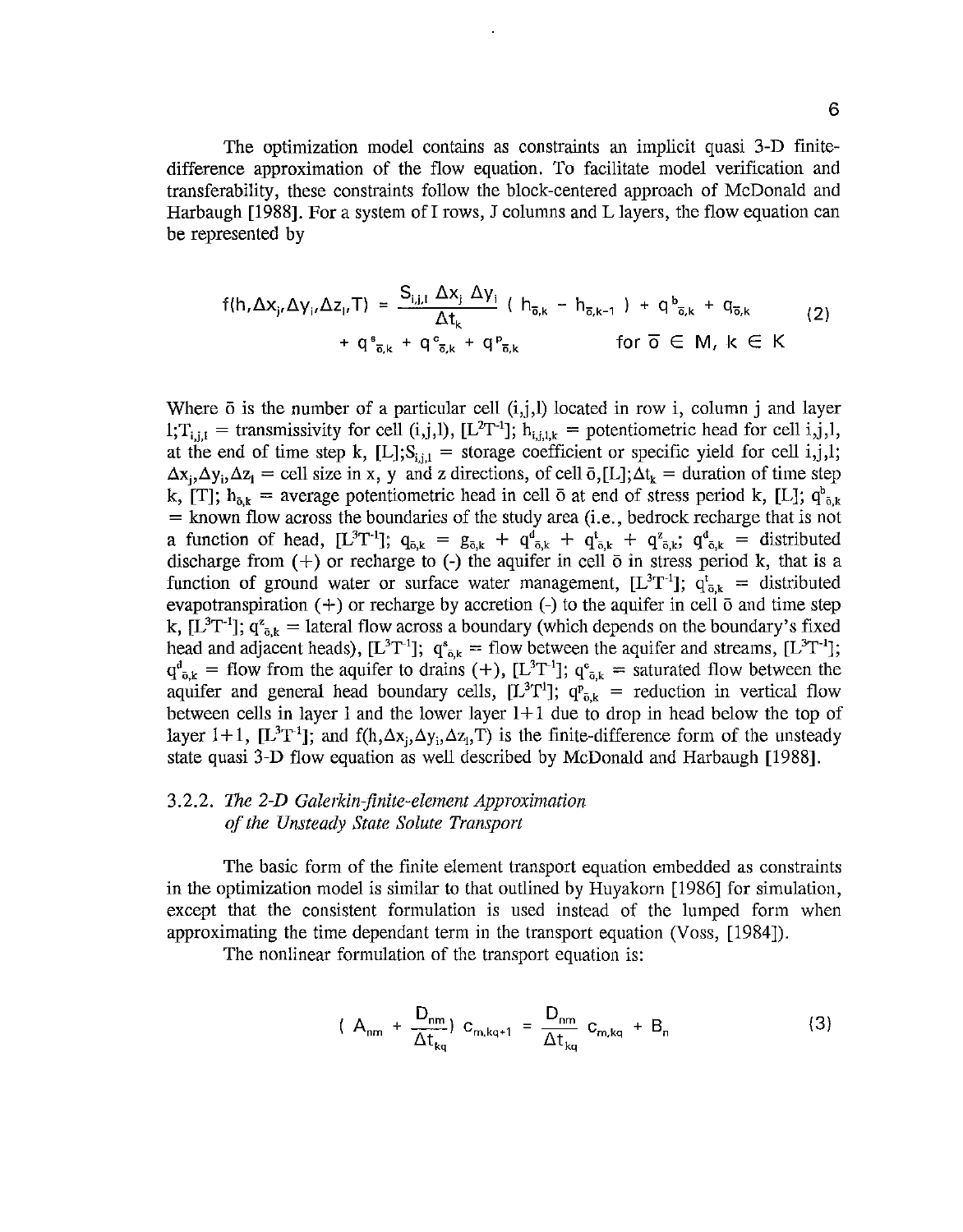The optimization model contains as constraints an implicit quasi 3-D finite-difference approximation of the flow equation. To facilitate model verification and transferability, these constraints follow the block-centered approach of McDonald and Harbaugh [1988]. For a system of I rows, J columns and L layers, the flow equation can be represented by

$$f(h,\Delta x_j,\Delta y_i,\Delta z_l,T) = \frac{S_{i,j,l}\ \Delta x_j\ \Delta y_i}{\Delta t_k}\ (\ h_{\bar{o},k} - h_{\bar{o},k-1}\ ) + q^{b}_{\bar{o},k} + q_{\bar{o},k} + q^{s}_{\bar{o},k} + q^{c}_{\bar{o},k} + q^{p}_{\bar{o},k} \qquad \text{for } \bar{o} \in M,\ k \in K \tag{2}$$

Where $\bar{o}$ is the number of a particular cell (i,j,l) located in row i, column j and layer l;$T_{i,j,l}$ = transmissivity for cell (i,j,l), $[L^2T^{-1}]$; $h_{i,j,l,k}$ = potentiometric head for cell i,j,l, at the end of time step k, [L];$S_{i,j,l}$ = storage coefficient or specific yield for cell i,j,l; $\Delta x_j,\Delta y_i,\Delta z_l$ = cell size in x, y and z directions, of cell $\bar{o}$,[L];$\Delta t_k$ = duration of time step k, [T]; $h_{\bar{o},k}$ = average potentiometric head in cell $\bar{o}$ at end of stress period k, [L]; $q^b_{\bar{o},k}$ = known flow across the boundaries of the study area (i.e., bedrock recharge that is not a function of head, $[L^3T^{-1}]$; $q_{\bar{o},k} = g_{\bar{o},k} + q^d_{\bar{o},k} + q^t_{\bar{o},k} + q^z_{\bar{o},k}$; $q^d_{\bar{o},k}$ = distributed discharge from (+) or recharge to (-) the aquifer in cell $\bar{o}$ in stress period k, that is a function of ground water or surface water management, $[L^3T^{-1}]$; $q^t_{\bar{o},k}$ = distributed evapotranspiration (+) or recharge by accretion (-) to the aquifer in cell $\bar{o}$ and time step k, $[L^3T^{-1}]$; $q^z_{\bar{o},k}$ = lateral flow across a boundary (which depends on the boundary's fixed head and adjacent heads), $[L^3T^{-1}]$; $q^s_{\bar{o},k}$ = flow between the aquifer and streams, $[L^3T^{-1}]$; $q^d_{\bar{o},k}$ = flow from the aquifer to drains (+), $[L^3T^{-1}]$; $q^c_{\bar{o},k}$ = saturated flow between the aquifer and general head boundary cells, $[L^3T^{1}]$; $q^p_{\bar{o},k}$ = reduction in vertical flow between cells in layer l and the lower layer l+1 due to drop in head below the top of layer l+1, $[L^3T^{-1}]$; and $f(h,\Delta x_j,\Delta y_i,\Delta z_l,T)$ is the finite-difference form of the unsteady state quasi 3-D flow equation as well described by McDonald and Harbaugh [1988].

### 3.2.2. *The 2-D Galerkin-finite-element Approximation of the Unsteady State Solute Transport*

The basic form of the finite element transport equation embedded as constraints in the optimization model is similar to that outlined by Huyakorn [1986] for simulation, except that the consistent formulation is used instead of the lumped form when approximating the time dependant term in the transport equation (Voss, [1984]).

The nonlinear formulation of the transport equation is:

$$(\ A_{nm} + \frac{D_{nm}}{\Delta t_{kq}})\ c_{m,kq+1} = \frac{D_{nm}}{\Delta t_{kq}}\ c_{m,kq} + B_n \tag{3}$$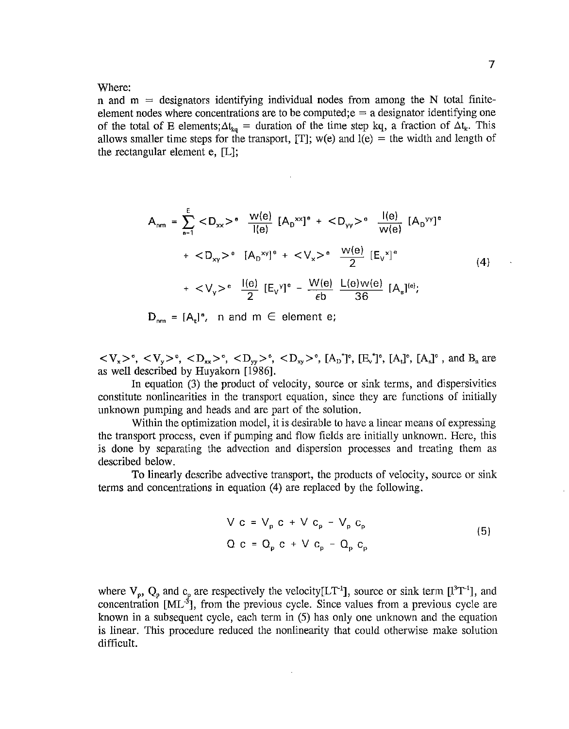Where:

n and m = designators identifying individual nodes from among the N total finite-element nodes where concentrations are to be computed;e = a designator identifying one of the total of E elements;$\Delta t_{kq}$ = duration of the time step kq, a fraction of $\Delta t_k$. This allows smaller time steps for the transport, [T]; w(e) and l(e) = the width and length of the rectangular element e, [L];

$$
\begin{aligned}
A_{nm} = \sum_{e=1}^{E} &<D_{xx}>^e \frac{w(e)}{l(e)} [A_D^{xx}]^e + <D_{yy}>^e \frac{l(e)}{w(e)} [A_D^{yy}]^e \\
&+ <D_{xy}>^e [A_D^{xy}]^e + <V_x>^e \frac{w(e)}{2} [E_V^x]^e \\
&+ <V_y>^e \frac{l(e)}{2} [E_V^y]^e - \frac{W(e)}{\epsilon b} \frac{L(e)w(e)}{36} [A_s]^{(e)};
\end{aligned}
\tag{4}
$$

$$
D_{nm} = [A_t]^e, \quad n \text{ and } m \in \text{element } e;
$$

$<V_x>^e$, $<V_y>^e$, $<D_{xx}>^e$, $<D_{yy}>^e$, $<D_{xy}>^e$, $[A_D^*]^e$, $[E_v^*]^e$, $[A_t]^e$, $[A_s]^e$ , and $B_n$ are as well described by Huyakorn [1986].

In equation (3) the product of velocity, source or sink terms, and dispersivities constitute nonlinearities in the transport equation, since they are functions of initially unknown pumping and heads and are part of the solution.

Within the optimization model, it is desirable to have a linear means of expressing the transport process, even if pumping and flow fields are initially unknown. Here, this is done by separating the advection and dispersion processes and treating them as described below.

To linearly describe advective transport, the products of velocity, source or sink terms and concentrations in equation (4) are replaced by the following.

$$
\begin{aligned}
V\,c &= V_p\,c + V\,c_p - V_p\,c_p \\
Q\,c &= Q_p\,c + V\,c_p - Q_p\,c_p
\end{aligned}
\tag{5}
$$

where $V_p$, $Q_p$ and $c_p$ are respectively the velocity$[LT^{-1}]$, source or sink term $[l^3T^{-1}]$, and concentration $[ML^{-3}]$, from the previous cycle. Since values from a previous cycle are known in a subsequent cycle, each term in (5) has only one unknown and the equation is linear. This procedure reduced the nonlinearity that could otherwise make solution difficult.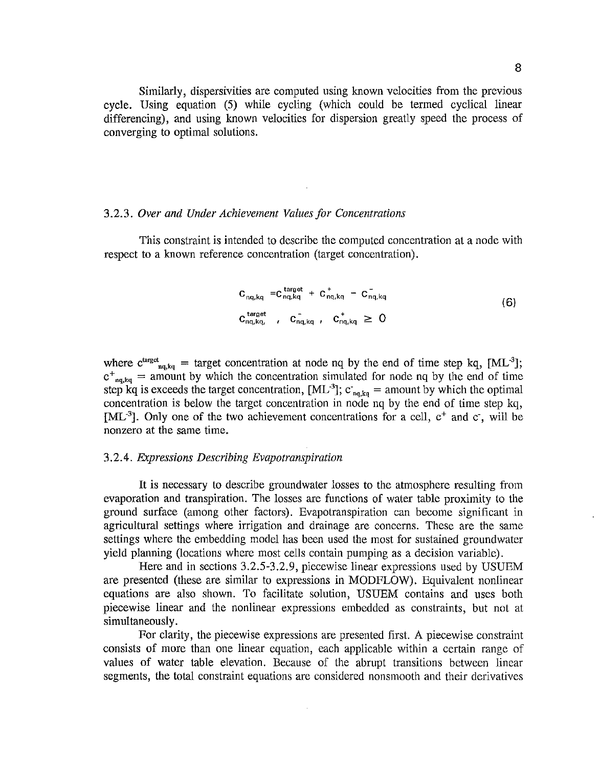Similarly, dispersivities are computed using known velocities from the previous cycle. Using equation (5) while cycling (which could be termed cyclical linear differencing), and using known velocities for dispersion greatly speed the process of converging to optimal solutions.

### 3.2.3. *Over and Under Achievement Values for Concentrations*

This constraint is intended to describe the computed concentration at a node with respect to a known reference concentration (target concentration).

$$
\begin{aligned}
& c_{nq,kq} = c^{target}_{nq,kq} + c^{+}_{nq,kq} - c^{-}_{nq,kq} \\
& c^{target}_{nq,kq}, \quad c^{-}_{nq,kq}, \quad c^{+}_{nq,kq} \geq 0
\end{aligned}
\qquad (6)
$$

where $c^{target}_{nq,kq}$ = target concentration at node nq by the end of time step kq, $[ML^{-3}]$; $c^{+}_{nq,kq}$ = amount by which the concentration simulated for node nq by the end of time step kq is exceeds the target concentration, $[ML^{-3}]$; $c^{-}_{nq,kq}$ = amount by which the optimal concentration is below the target concentration in node nq by the end of time step kq, $[ML^{-3}]$. Only one of the two achievement concentrations for a cell, $c^{+}$ and $c^{-}$, will be nonzero at the same time.

### 3.2.4. *Expressions Describing Evapotranspiration*

It is necessary to describe groundwater losses to the atmosphere resulting from evaporation and transpiration. The losses are functions of water table proximity to the ground surface (among other factors). Evapotranspiration can become significant in agricultural settings where irrigation and drainage are concerns. These are the same settings where the embedding model has been used the most for sustained groundwater yield planning (locations where most cells contain pumping as a decision variable).

Here and in sections 3.2.5-3.2.9, piecewise linear expressions used by USUEM are presented (these are similar to expressions in MODFLOW). Equivalent nonlinear equations are also shown. To facilitate solution, USUEM contains and uses both piecewise linear and the nonlinear expressions embedded as constraints, but not at simultaneously.

For clarity, the piecewise expressions are presented first. A piecewise constraint consists of more than one linear equation, each applicable within a certain range of values of water table elevation. Because of the abrupt transitions between linear segments, the total constraint equations are considered nonsmooth and their derivatives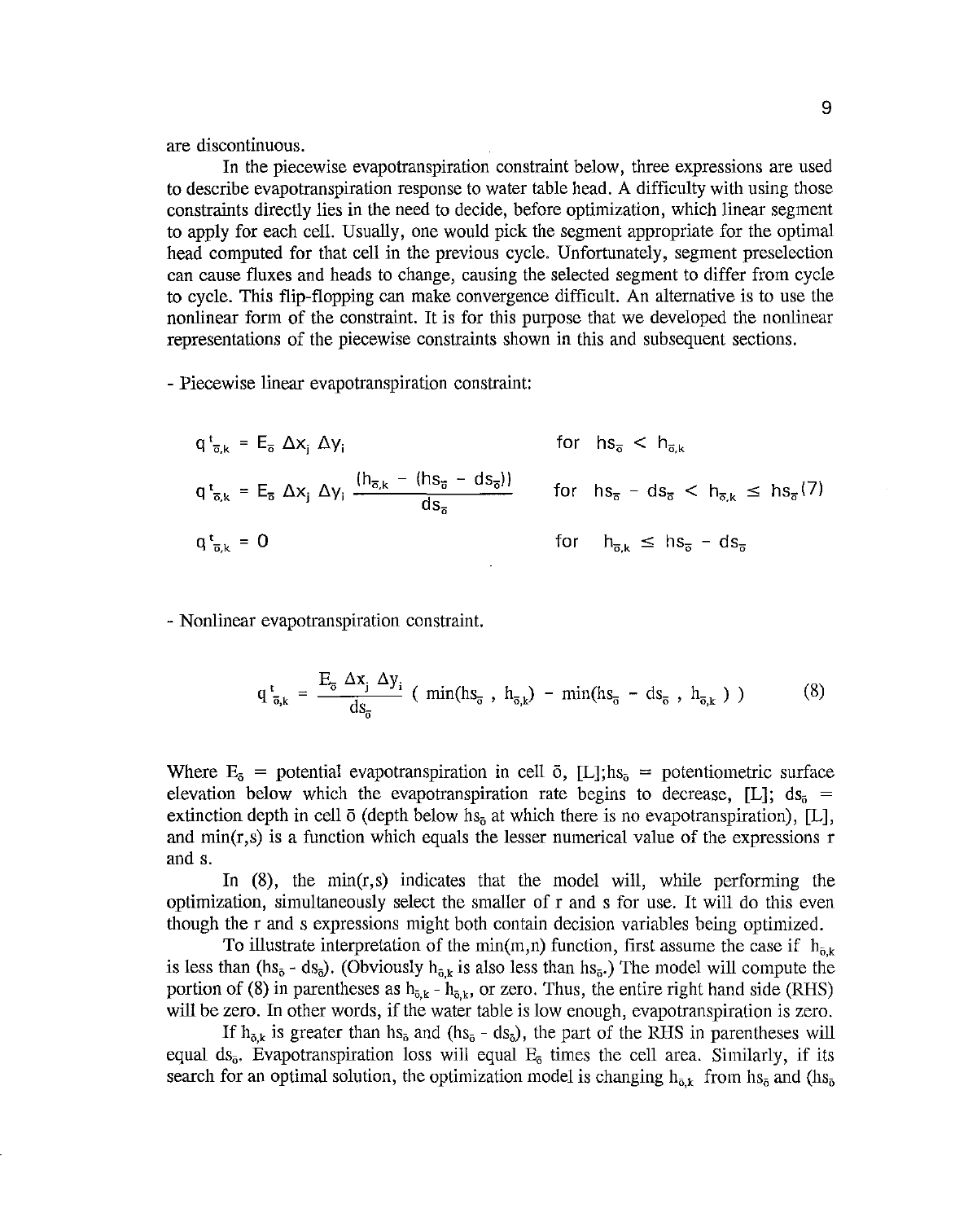are discontinuous.

In the piecewise evapotranspiration constraint below, three expressions are used to describe evapotranspiration response to water table head. A difficulty with using those constraints directly lies in the need to decide, before optimization, which linear segment to apply for each cell. Usually, one would pick the segment appropriate for the optimal head computed for that cell in the previous cycle. Unfortunately, segment preselection can cause fluxes and heads to change, causing the selected segment to differ from cycle to cycle. This flip-flopping can make convergence difficult. An alternative is to use the nonlinear form of the constraint. It is for this purpose that we developed the nonlinear representations of the piecewise constraints shown in this and subsequent sections.

- Piecewise linear evapotranspiration constraint:

$$
\begin{aligned}
q^{t}_{\bar{o},k} &= E_{\bar{o}}\, \Delta x_j\, \Delta y_i & &\text{for } hs_{\bar{o}} < h_{\bar{o},k} \\
q^{t}_{\bar{o},k} &= E_{\bar{o}}\, \Delta x_j\, \Delta y_i \,\frac{(h_{\bar{o},k} - (hs_{\bar{o}} - ds_{\bar{o}}))}{ds_{\bar{o}}} & &\text{for } hs_{\bar{o}} - ds_{\bar{o}} < h_{\bar{o},k} \le hs_{\bar{o}} \quad (7) \\
q^{t}_{\bar{o},k} &= 0 & &\text{for } h_{\bar{o},k} \le hs_{\bar{o}} - ds_{\bar{o}}
\end{aligned}
$$

- Nonlinear evapotranspiration constraint.

$$
q^{t}_{\bar{o},k} = \frac{E_{\bar{o}}\, \Delta x_j\, \Delta y_i}{ds_{\bar{o}}} \left( \min(hs_{\bar{o}}\, ,\, h_{\bar{o},k}) - \min(hs_{\bar{o}} - ds_{\bar{o}}\, ,\, h_{\bar{o},k}\, ) \right) \qquad (8)
$$

Where $E_{\bar{o}}$ = potential evapotranspiration in cell $\bar{o}$, [L]; $hs_{\bar{o}}$ = potentiometric surface elevation below which the evapotranspiration rate begins to decrease, [L]; $ds_{\bar{o}}$ = extinction depth in cell $\bar{o}$ (depth below $hs_{\bar{o}}$ at which there is no evapotranspiration), [L], and min(r,s) is a function which equals the lesser numerical value of the expressions r and s.

In (8), the min(r,s) indicates that the model will, while performing the optimization, simultaneously select the smaller of r and s for use. It will do this even though the r and s expressions might both contain decision variables being optimized.

To illustrate interpretation of the min(m,n) function, first assume the case if $h_{\bar{o},k}$ is less than ($hs_{\bar{o}}$ - $ds_{\bar{o}}$). (Obviously $h_{\bar{o},k}$ is also less than $hs_{\bar{o}}$.) The model will compute the portion of (8) in parentheses as $h_{\bar{o},k}$ - $h_{\bar{o},k}$, or zero. Thus, the entire right hand side (RHS) will be zero. In other words, if the water table is low enough, evapotranspiration is zero.

If $h_{\bar{o},k}$ is greater than $hs_{\bar{o}}$ and ($hs_{\bar{o}}$ - $ds_{\bar{o}}$), the part of the RHS in parentheses will equal $ds_{\bar{o}}$. Evapotranspiration loss will equal $E_{\bar{o}}$ times the cell area. Similarly, if its search for an optimal solution, the optimization model is changing $h_{\bar{o},k}$ from $hs_{\bar{o}}$ and ($hs_{\bar{o}}$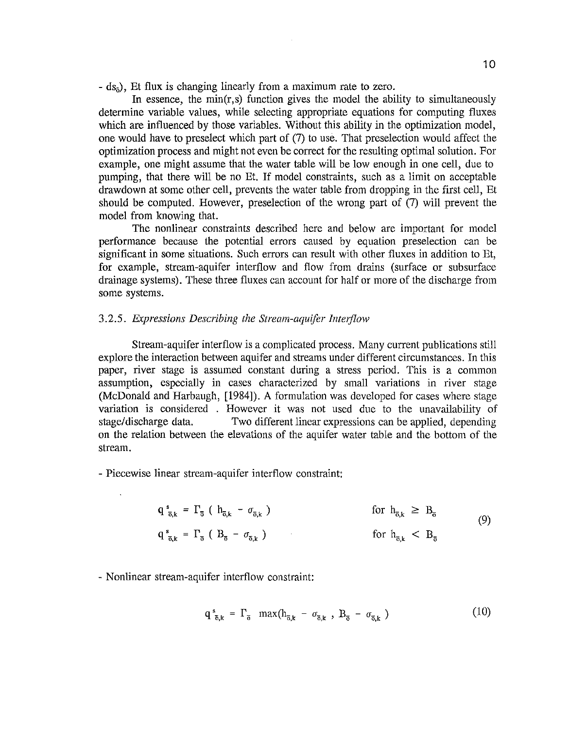- $ds_{\bar{o}}$), Et flux is changing linearly from a maximum rate to zero.

In essence, the min(r,s) function gives the model the ability to simultaneously determine variable values, while selecting appropriate equations for computing fluxes which are influenced by those variables. Without this ability in the optimization model, one would have to preselect which part of (7) to use. That preselection would affect the optimization process and might not even be correct for the resulting optimal solution. For example, one might assume that the water table will be low enough in one cell, due to pumping, that there will be no Et. If model constraints, such as a limit on acceptable drawdown at some other cell, prevents the water table from dropping in the first cell, Et should be computed. However, preselection of the wrong part of (7) will prevent the model from knowing that.

The nonlinear constraints described here and below are important for model performance because the potential errors caused by equation preselection can be significant in some situations. Such errors can result with other fluxes in addition to Et, for example, stream-aquifer interflow and flow from drains (surface or subsurface drainage systems). These three fluxes can account for half or more of the discharge from some systems.

### 3.2.5. *Expressions Describing the Stream-aquifer Interflow*

Stream-aquifer interflow is a complicated process. Many current publications still explore the interaction between aquifer and streams under different circumstances. In this paper, river stage is assumed constant during a stress period. This is a common assumption, especially in cases characterized by small variations in river stage (McDonald and Harbaugh, [1984]). A formulation was developed for cases where stage variation is considered . However it was not used due to the unavailability of stage/discharge data. Two different linear expressions can be applied, depending on the relation between the elevations of the aquifer water table and the bottom of the stream.

- Piecewise linear stream-aquifer interflow constraint:

$$
\begin{aligned}
q^{s}_{\bar{o},k} &= \Gamma_{\bar{o}} \left( h_{\bar{o},k} - \sigma_{\bar{o},k} \right) && \text{for } h_{\bar{o},k} \geq B_{\bar{o}} \\
q^{s}_{\bar{o},k} &= \Gamma_{\bar{o}} \left( B_{\bar{o}} - \sigma_{\bar{o},k} \right) && \text{for } h_{\bar{o},k} < B_{\bar{o}}
\end{aligned}
\tag{9}
$$

- Nonlinear stream-aquifer interflow constraint:

$$
q^{s}_{\bar{o},k} = \Gamma_{\bar{o}} \, \max(h_{\bar{o},k} - \sigma_{\bar{o},k} \, , \, B_{\bar{o}} - \sigma_{\bar{o},k}) \tag{10}
$$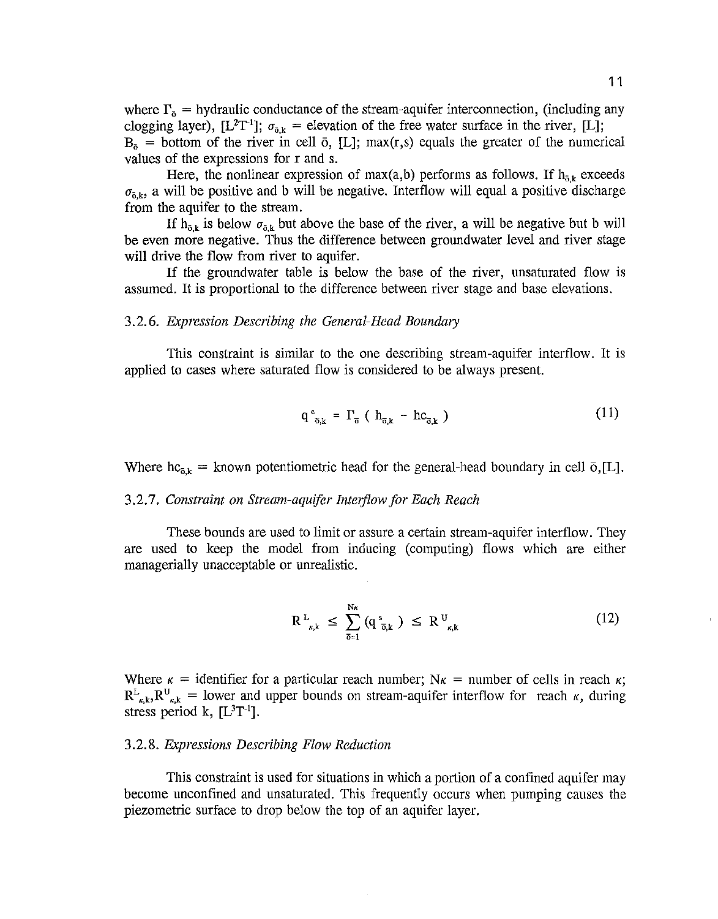where $\Gamma_{\bar{o}}$ = hydraulic conductance of the stream-aquifer interconnection, (including any clogging layer), $[L^2T^{-1}]$; $\sigma_{\bar{o},k}$ = elevation of the free water surface in the river, [L]; $B_{\bar{o}}$ = bottom of the river in cell $\bar{o}$, [L]; max(r,s) equals the greater of the numerical values of the expressions for r and s.

Here, the nonlinear expression of max(a,b) performs as follows. If $h_{\bar{o},k}$ exceeds $\sigma_{\bar{o},k}$, a will be positive and b will be negative. Interflow will equal a positive discharge from the aquifer to the stream.

If $h_{\bar{o},k}$ is below $\sigma_{\bar{o},k}$ but above the base of the river, a will be negative but b will be even more negative. Thus the difference between groundwater level and river stage will drive the flow from river to aquifer.

If the groundwater table is below the base of the river, unsaturated flow is assumed. It is proportional to the difference between river stage and base elevations.

### 3.2.6. *Expression Describing the General-Head Boundary*

This constraint is similar to the one describing stream-aquifer interflow. It is applied to cases where saturated flow is considered to be always present.

$$q^{c}_{\bar{o},k} = \Gamma_{\bar{o}} \left( h_{\bar{o},k} - hc_{\bar{o},k} \right) \tag{11}$$

Where $hc_{\bar{o},k}$ = known potentiometric head for the general-head boundary in cell $\bar{o}$,[L].

### 3.2.7. *Constraint on Stream-aquifer Interflow for Each Reach*

These bounds are used to limit or assure a certain stream-aquifer interflow. They are used to keep the model from inducing (computing) flows which are either managerially unacceptable or unrealistic.

$$R^{L}_{\kappa,k} \leq \sum_{\bar{o}=1}^{N\kappa} (q^{s}_{\bar{o},k}) \leq R^{U}_{\kappa,k} \tag{12}$$

Where $\kappa$ = identifier for a particular reach number; $N\kappa$ = number of cells in reach $\kappa$; $R^{L}_{\kappa,k}, R^{U}_{\kappa,k}$ = lower and upper bounds on stream-aquifer interflow for reach $\kappa$, during stress period k, $[L^3T^{-1}]$.

### 3.2.8. *Expressions Describing Flow Reduction*

This constraint is used for situations in which a portion of a confined aquifer may become unconfined and unsaturated. This frequently occurs when pumping causes the piezometric surface to drop below the top of an aquifer layer.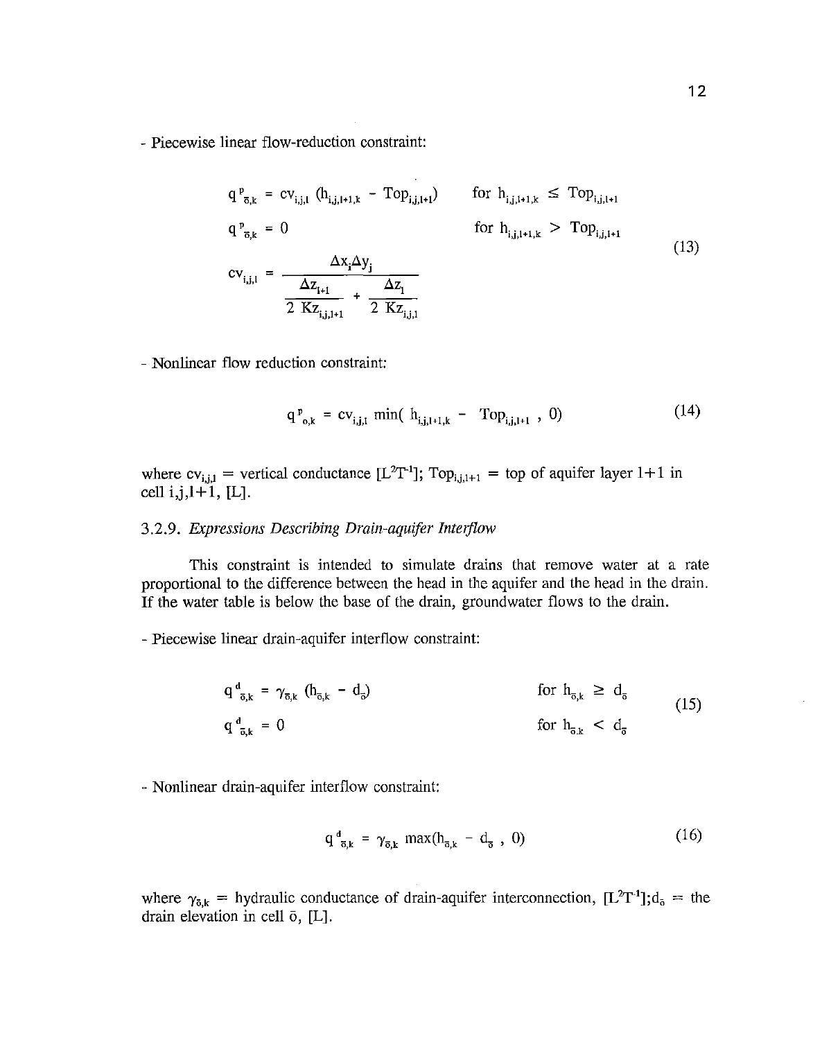- Piecewise linear flow-reduction constraint:

$$
\begin{aligned}
q^{p}_{\bar{o},k} &= cv_{i,j,l}\,(h_{i,j,l+1,k} - Top_{i,j,l+1}) && \text{for } h_{i,j,l+1,k} \leq Top_{i,j,l+1} \\
q^{p}_{\bar{o},k} &= 0 && \text{for } h_{i,j,l+1,k} > Top_{i,j,l+1} \\
cv_{i,j,l} &= \frac{\Delta x_i \Delta y_j}{\dfrac{\Delta z_{l+1}}{2\,Kz_{i,j,l+1}} + \dfrac{\Delta z_l}{2\,Kz_{i,j,l}}}
\end{aligned}
\tag{13}
$$

- Nonlinear flow reduction constraint:

$$
q^{p}_{o,k} = cv_{i,j,l}\,\min(\,h_{i,j,l+1,k} - Top_{i,j,l+1}\,,\,0) \tag{14}
$$

where $cv_{i,j,l}$ = vertical conductance $[L^2T^{-1}]$; $Top_{i,j,l+1}$ = top of aquifer layer l+1 in cell i,j,l+1, [L].

### 3.2.9. *Expressions Describing Drain-aquifer Interflow*

This constraint is intended to simulate drains that remove water at a rate proportional to the difference between the head in the aquifer and the head in the drain. If the water table is below the base of the drain, groundwater flows to the drain.

- Piecewise linear drain-aquifer interflow constraint:

$$
\begin{aligned}
q^{d}_{\bar{o},k} &= \gamma_{\bar{o},k}\,(h_{\bar{o},k} - d_{\bar{o}}) && \text{for } h_{\bar{o},k} \geq d_{\bar{o}} \\
q^{d}_{\bar{o},k} &= 0 && \text{for } h_{\bar{o},k} < d_{\bar{o}}
\end{aligned}
\tag{15}
$$

- Nonlinear drain-aquifer interflow constraint:

$$
q^{d}_{\bar{o},k} = \gamma_{\bar{o},k}\,\max(h_{\bar{o},k} - d_{\bar{o}}\,,\,0) \tag{16}
$$

where $\gamma_{\bar{o},k}$ = hydraulic conductance of drain-aquifer interconnection, $[L^2T^{-1}]$; $d_{\bar{o}}$ = the drain elevation in cell $\bar{o}$, [L].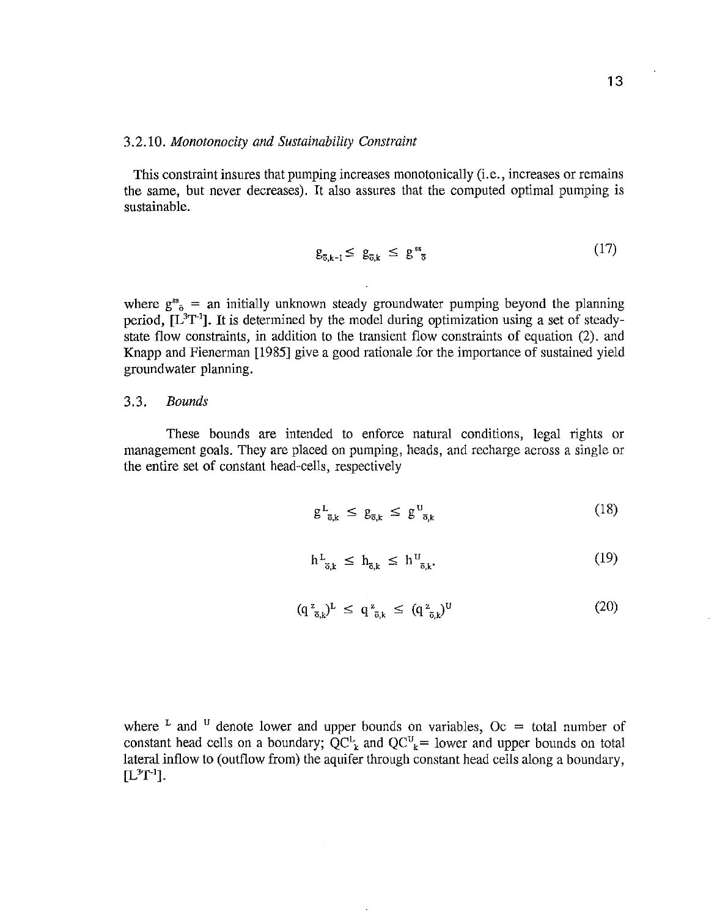### 3.2.10. *Monotonocity and Sustainability Constraint*

This constraint insures that pumping increases monotonically (i.e., increases or remains the same, but never decreases). It also assures that the computed optimal pumping is sustainable.

$$g_{\bar{o},k-1} \leq g_{\bar{o},k} \leq g^{ss}_{\bar{o}} \tag{17}$$

where $g^{ss}_{\bar{o}}$ = an initially unknown steady groundwater pumping beyond the planning period, $[L^3T^{-1}]$. It is determined by the model during optimization using a set of steady-state flow constraints, in addition to the transient flow constraints of equation (2). and Knapp and Fienerman [1985] give a good rationale for the importance of sustained yield groundwater planning.

## 3.3. *Bounds*

These bounds are intended to enforce natural conditions, legal rights or management goals. They are placed on pumping, heads, and recharge across a single or the entire set of constant head-cells, respectively

$$g^L_{\bar{o},k} \leq g_{\bar{o},k} \leq g^U_{\bar{o},k} \tag{18}$$

$$h^L_{\bar{o},k} \leq h_{\bar{o},k} \leq h^U_{\bar{o},k}. \tag{19}$$

$$(q^z_{\bar{o},k})^L \leq q^z_{\bar{o},k} \leq (q^z_{\bar{o},k})^U \tag{20}$$

where $^L$ and $^U$ denote lower and upper bounds on variables, Oc = total number of constant head cells on a boundary; $QC^L_k$ and $QC^U_k$= lower and upper bounds on total lateral inflow to (outflow from) the aquifer through constant head cells along a boundary, $[L^3T^{-1}]$.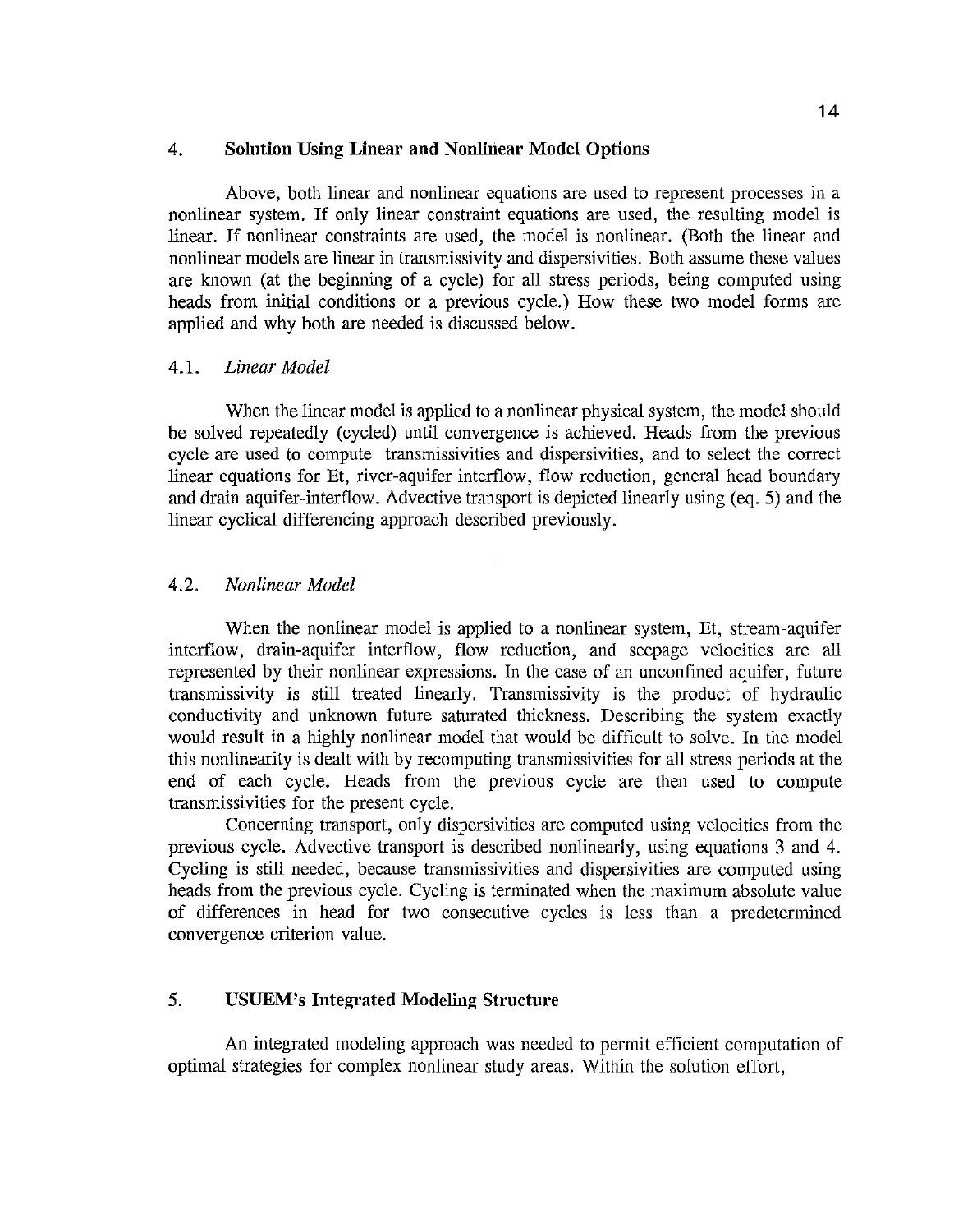## 4. Solution Using Linear and Nonlinear Model Options

Above, both linear and nonlinear equations are used to represent processes in a nonlinear system. If only linear constraint equations are used, the resulting model is linear. If nonlinear constraints are used, the model is nonlinear. (Both the linear and nonlinear models are linear in transmissivity and dispersivities. Both assume these values are known (at the beginning of a cycle) for all stress periods, being computed using heads from initial conditions or a previous cycle.) How these two model forms are applied and why both are needed is discussed below.

### 4.1. *Linear Model*

When the linear model is applied to a nonlinear physical system, the model should be solved repeatedly (cycled) until convergence is achieved. Heads from the previous cycle are used to compute transmissivities and dispersivities, and to select the correct linear equations for Et, river-aquifer interflow, flow reduction, general head boundary and drain-aquifer-interflow. Advective transport is depicted linearly using (eq. 5) and the linear cyclical differencing approach described previously.

### 4.2. *Nonlinear Model*

When the nonlinear model is applied to a nonlinear system, Et, stream-aquifer interflow, drain-aquifer interflow, flow reduction, and seepage velocities are all represented by their nonlinear expressions. In the case of an unconfined aquifer, future transmissivity is still treated linearly. Transmissivity is the product of hydraulic conductivity and unknown future saturated thickness. Describing the system exactly would result in a highly nonlinear model that would be difficult to solve. In the model this nonlinearity is dealt with by recomputing transmissivities for all stress periods at the end of each cycle. Heads from the previous cycle are then used to compute transmissivities for the present cycle.

Concerning transport, only dispersivities are computed using velocities from the previous cycle. Advective transport is described nonlinearly, using equations 3 and 4. Cycling is still needed, because transmissivities and dispersivities are computed using heads from the previous cycle. Cycling is terminated when the maximum absolute value of differences in head for two consecutive cycles is less than a predetermined convergence criterion value.

## 5. USUEM's Integrated Modeling Structure

An integrated modeling approach was needed to permit efficient computation of optimal strategies for complex nonlinear study areas. Within the solution effort,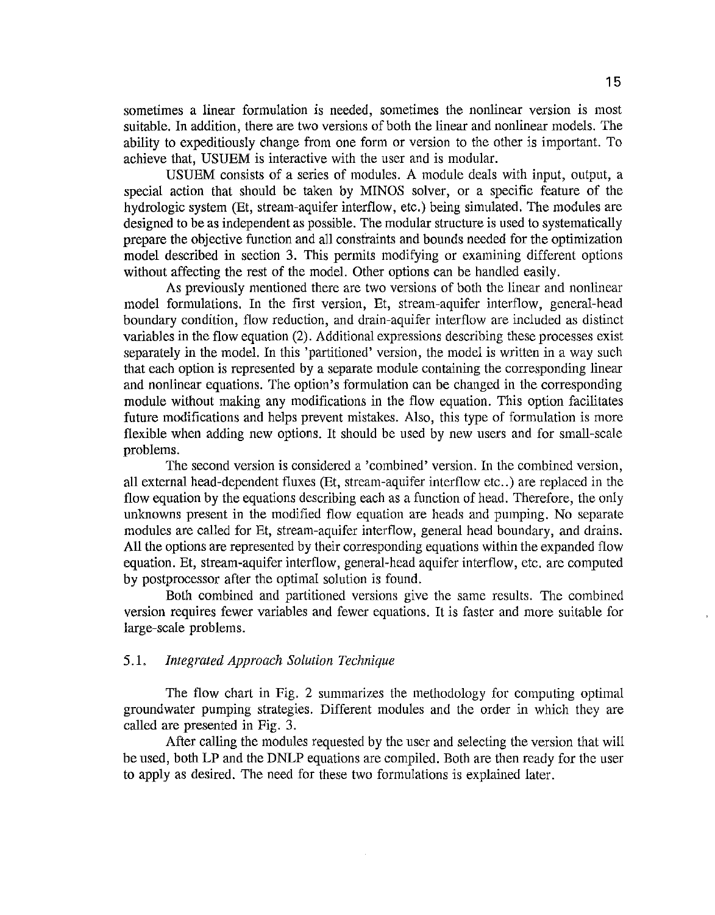sometimes a linear formulation is needed, sometimes the nonlinear version is most suitable. In addition, there are two versions of both the linear and nonlinear models. The ability to expeditiously change from one form or version to the other is important. To achieve that, USUEM is interactive with the user and is modular.

USUEM consists of a series of modules. A module deals with input, output, a special action that should be taken by MINOS solver, or a specific feature of the hydrologic system (Et, stream-aquifer interflow, etc.) being simulated. The modules are designed to be as independent as possible. The modular structure is used to systematically prepare the objective function and all constraints and bounds needed for the optimization model described in section 3. This permits modifying or examining different options without affecting the rest of the model. Other options can be handled easily.

As previously mentioned there are two versions of both the linear and nonlinear model formulations. In the first version, Et, stream-aquifer interflow, general-head boundary condition, flow reduction, and drain-aquifer interflow are included as distinct variables in the flow equation (2). Additional expressions describing these processes exist separately in the model. In this 'partitioned' version, the model is written in a way such that each option is represented by a separate module containing the corresponding linear and nonlinear equations. The option's formulation can be changed in the corresponding module without making any modifications in the flow equation. This option facilitates future modifications and helps prevent mistakes. Also, this type of formulation is more flexible when adding new options. It should be used by new users and for small-scale problems.

The second version is considered a 'combined' version. In the combined version, all external head-dependent fluxes (Et, stream-aquifer interflow etc..) are replaced in the flow equation by the equations describing each as a function of head. Therefore, the only unknowns present in the modified flow equation are heads and pumping. No separate modules are called for Et, stream-aquifer interflow, general head boundary, and drains. All the options are represented by their corresponding equations within the expanded flow equation. Et, stream-aquifer interflow, general-head aquifer interflow, etc. are computed by postprocessor after the optimal solution is found.

Both combined and partitioned versions give the same results. The combined version requires fewer variables and fewer equations. It is faster and more suitable for large-scale problems.

### 5.1. *Integrated Approach Solution Technique*

The flow chart in Fig. 2 summarizes the methodology for computing optimal groundwater pumping strategies. Different modules and the order in which they are called are presented in Fig. 3.

After calling the modules requested by the user and selecting the version that will be used, both LP and the DNLP equations are compiled. Both are then ready for the user to apply as desired. The need for these two formulations is explained later.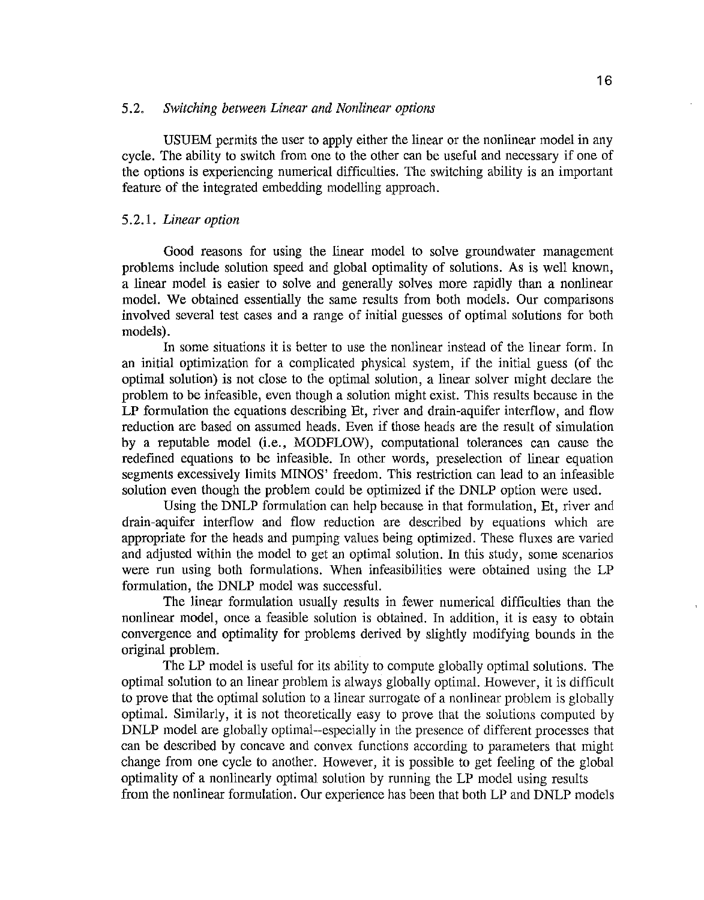### 5.2. *Switching between Linear and Nonlinear options*

USUEM permits the user to apply either the linear or the nonlinear model in any cycle. The ability to switch from one to the other can be useful and necessary if one of the options is experiencing numerical difficulties. The switching ability is an important feature of the integrated embedding modelling approach.

#### 5.2.1. *Linear option*

Good reasons for using the linear model to solve groundwater management problems include solution speed and global optimality of solutions. As is well known, a linear model is easier to solve and generally solves more rapidly than a nonlinear model. We obtained essentially the same results from both models. Our comparisons involved several test cases and a range of initial guesses of optimal solutions for both models).

In some situations it is better to use the nonlinear instead of the linear form. In an initial optimization for a complicated physical system, if the initial guess (of the optimal solution) is not close to the optimal solution, a linear solver might declare the problem to be infeasible, even though a solution might exist. This results because in the LP formulation the equations describing Et, river and drain-aquifer interflow, and flow reduction are based on assumed heads. Even if those heads are the result of simulation by a reputable model (i.e., MODFLOW), computational tolerances can cause the redefined equations to be infeasible. In other words, preselection of linear equation segments excessively limits MINOS' freedom. This restriction can lead to an infeasible solution even though the problem could be optimized if the DNLP option were used.

Using the DNLP formulation can help because in that formulation, Et, river and drain-aquifer interflow and flow reduction are described by equations which are appropriate for the heads and pumping values being optimized. These fluxes are varied and adjusted within the model to get an optimal solution. In this study, some scenarios were run using both formulations. When infeasibilities were obtained using the LP formulation, the DNLP model was successful.

The linear formulation usually results in fewer numerical difficulties than the nonlinear model, once a feasible solution is obtained. In addition, it is easy to obtain convergence and optimality for problems derived by slightly modifying bounds in the original problem.

The LP model is useful for its ability to compute globally optimal solutions. The optimal solution to an linear problem is always globally optimal. However, it is difficult to prove that the optimal solution to a linear surrogate of a nonlinear problem is globally optimal. Similarly, it is not theoretically easy to prove that the solutions computed by DNLP model are globally optimal--especially in the presence of different processes that can be described by concave and convex functions according to parameters that might change from one cycle to another. However, it is possible to get feeling of the global optimality of a nonlinearly optimal solution by running the LP model using results from the nonlinear formulation. Our experience has been that both LP and DNLP models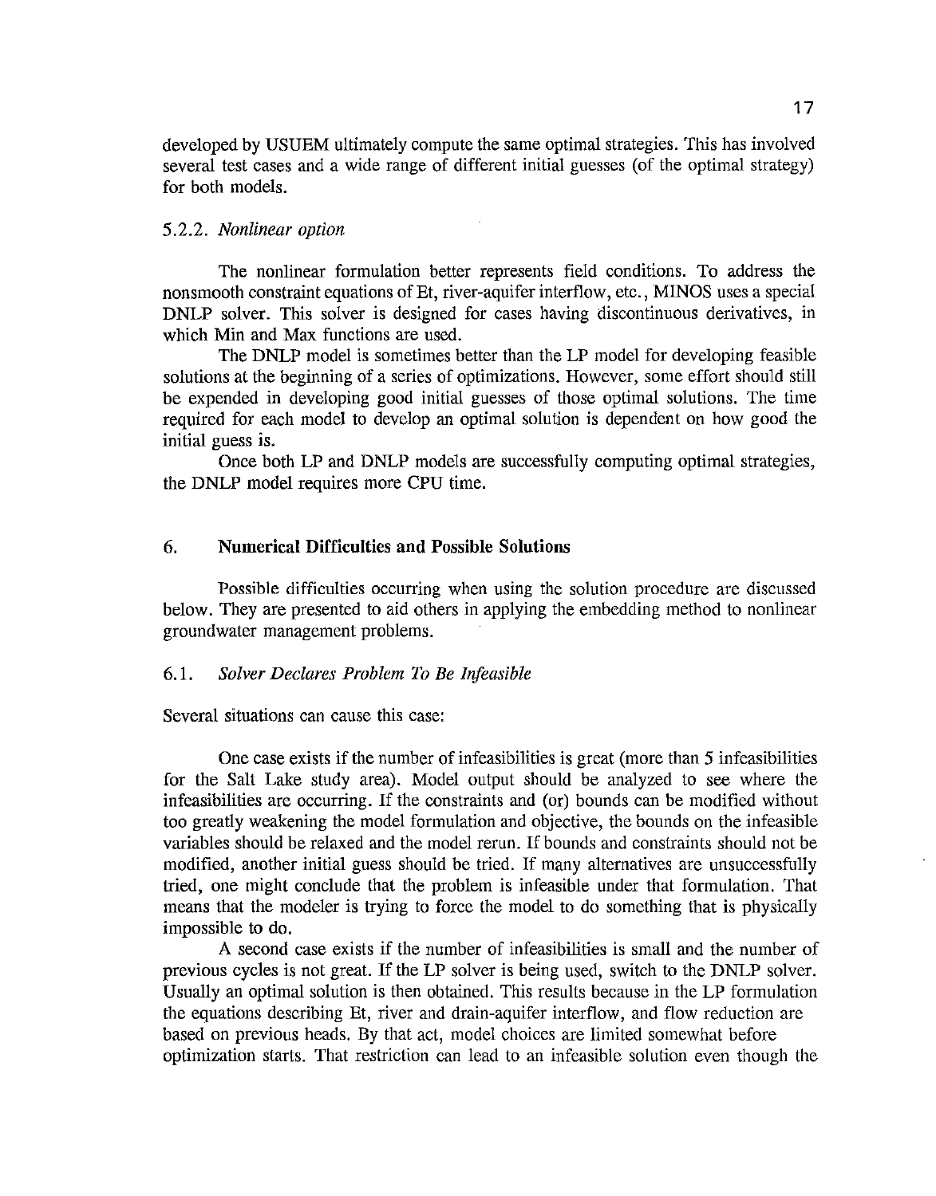developed by USUEM ultimately compute the same optimal strategies. This has involved several test cases and a wide range of different initial guesses (of the optimal strategy) for both models.

### 5.2.2. *Nonlinear option*

The nonlinear formulation better represents field conditions. To address the nonsmooth constraint equations of Et, river-aquifer interflow, etc., MINOS uses a special DNLP solver. This solver is designed for cases having discontinuous derivatives, in which Min and Max functions are used.

The DNLP model is sometimes better than the LP model for developing feasible solutions at the beginning of a series of optimizations. However, some effort should still be expended in developing good initial guesses of those optimal solutions. The time required for each model to develop an optimal solution is dependent on how good the initial guess is.

Once both LP and DNLP models are successfully computing optimal strategies, the DNLP model requires more CPU time.

## 6. Numerical Difficulties and Possible Solutions

Possible difficulties occurring when using the solution procedure are discussed below. They are presented to aid others in applying the embedding method to nonlinear groundwater management problems.

### 6.1. *Solver Declares Problem To Be Infeasible*

Several situations can cause this case:

One case exists if the number of infeasibilities is great (more than 5 infeasibilities for the Salt Lake study area). Model output should be analyzed to see where the infeasibilities are occurring. If the constraints and (or) bounds can be modified without too greatly weakening the model formulation and objective, the bounds on the infeasible variables should be relaxed and the model rerun. If bounds and constraints should not be modified, another initial guess should be tried. If many alternatives are unsuccessfully tried, one might conclude that the problem is infeasible under that formulation. That means that the modeler is trying to force the model to do something that is physically impossible to do.

A second case exists if the number of infeasibilities is small and the number of previous cycles is not great. If the LP solver is being used, switch to the DNLP solver. Usually an optimal solution is then obtained. This results because in the LP formulation the equations describing Et, river and drain-aquifer interflow, and flow reduction are based on previous heads. By that act, model choices are limited somewhat before optimization starts. That restriction can lead to an infeasible solution even though the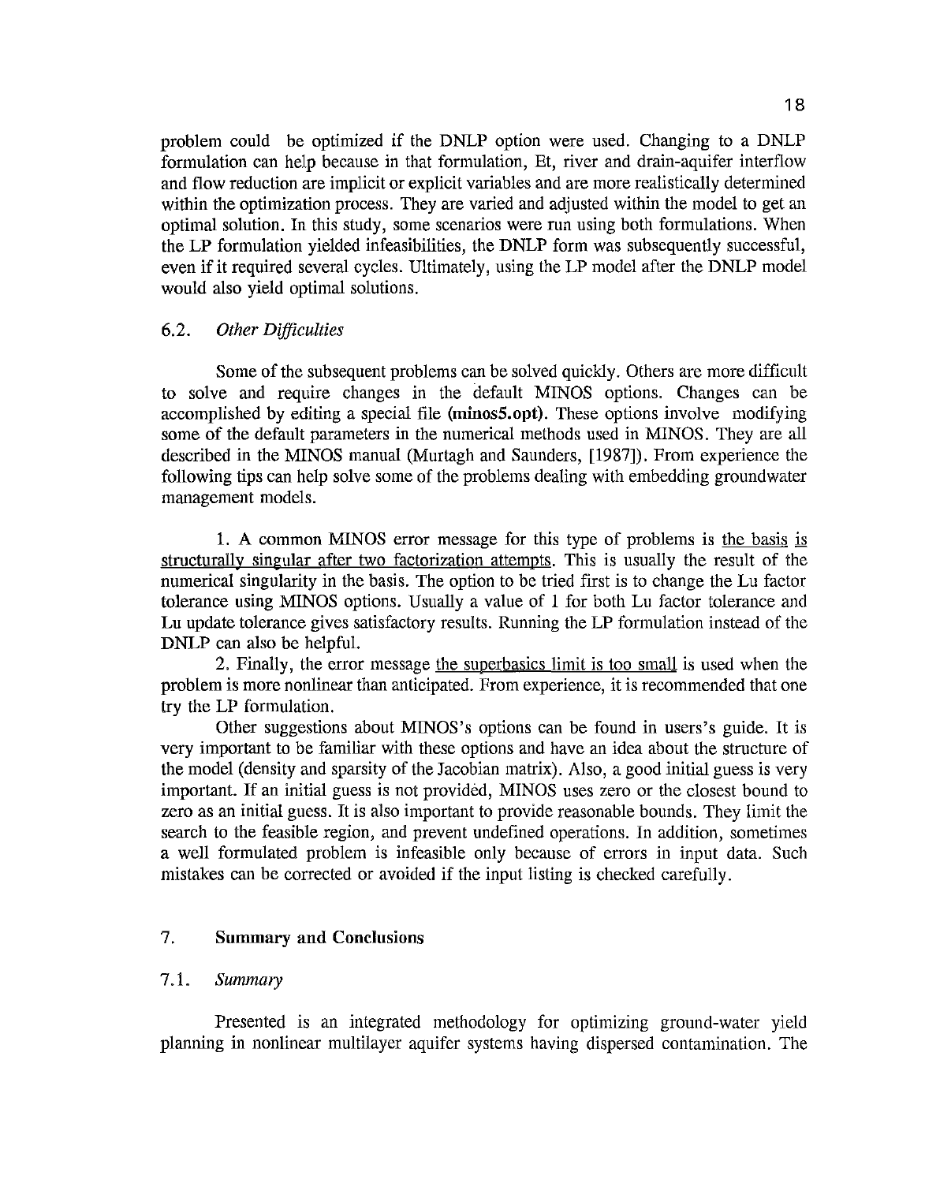problem could be optimized if the DNLP option were used. Changing to a DNLP formulation can help because in that formulation, Et, river and drain-aquifer interflow and flow reduction are implicit or explicit variables and are more realistically determined within the optimization process. They are varied and adjusted within the model to get an optimal solution. In this study, some scenarios were run using both formulations. When the LP formulation yielded infeasibilities, the DNLP form was subsequently successful, even if it required several cycles. Ultimately, using the LP model after the DNLP model would also yield optimal solutions.

### 6.2. *Other Difficulties*

Some of the subsequent problems can be solved quickly. Others are more difficult to solve and require changes in the default MINOS options. Changes can be accomplished by editing a special file **(minos5.opt)**. These options involve modifying some of the default parameters in the numerical methods used in MINOS. They are all described in the MINOS manual (Murtagh and Saunders, [1987]). From experience the following tips can help solve some of the problems dealing with embedding groundwater management models.

1. A common MINOS error message for this type of problems is <u>the basis is structurally singular after two factorization attempts</u>. This is usually the result of the numerical singularity in the basis. The option to be tried first is to change the Lu factor tolerance using MINOS options. Usually a value of 1 for both Lu factor tolerance and Lu update tolerance gives satisfactory results. Running the LP formulation instead of the DNLP can also be helpful.

2. Finally, the error message <u>the superbasics limit is too small</u> is used when the problem is more nonlinear than anticipated. From experience, it is recommended that one try the LP formulation.

Other suggestions about MINOS's options can be found in users's guide. It is very important to be familiar with these options and have an idea about the structure of the model (density and sparsity of the Jacobian matrix). Also, a good initial guess is very important. If an initial guess is not provided, MINOS uses zero or the closest bound to zero as an initial guess. It is also important to provide reasonable bounds. They limit the search to the feasible region, and prevent undefined operations. In addition, sometimes a well formulated problem is infeasible only because of errors in input data. Such mistakes can be corrected or avoided if the input listing is checked carefully.

## 7. **Summary and Conclusions**

### 7.1. *Summary*

Presented is an integrated methodology for optimizing ground-water yield planning in nonlinear multilayer aquifer systems having dispersed contamination. The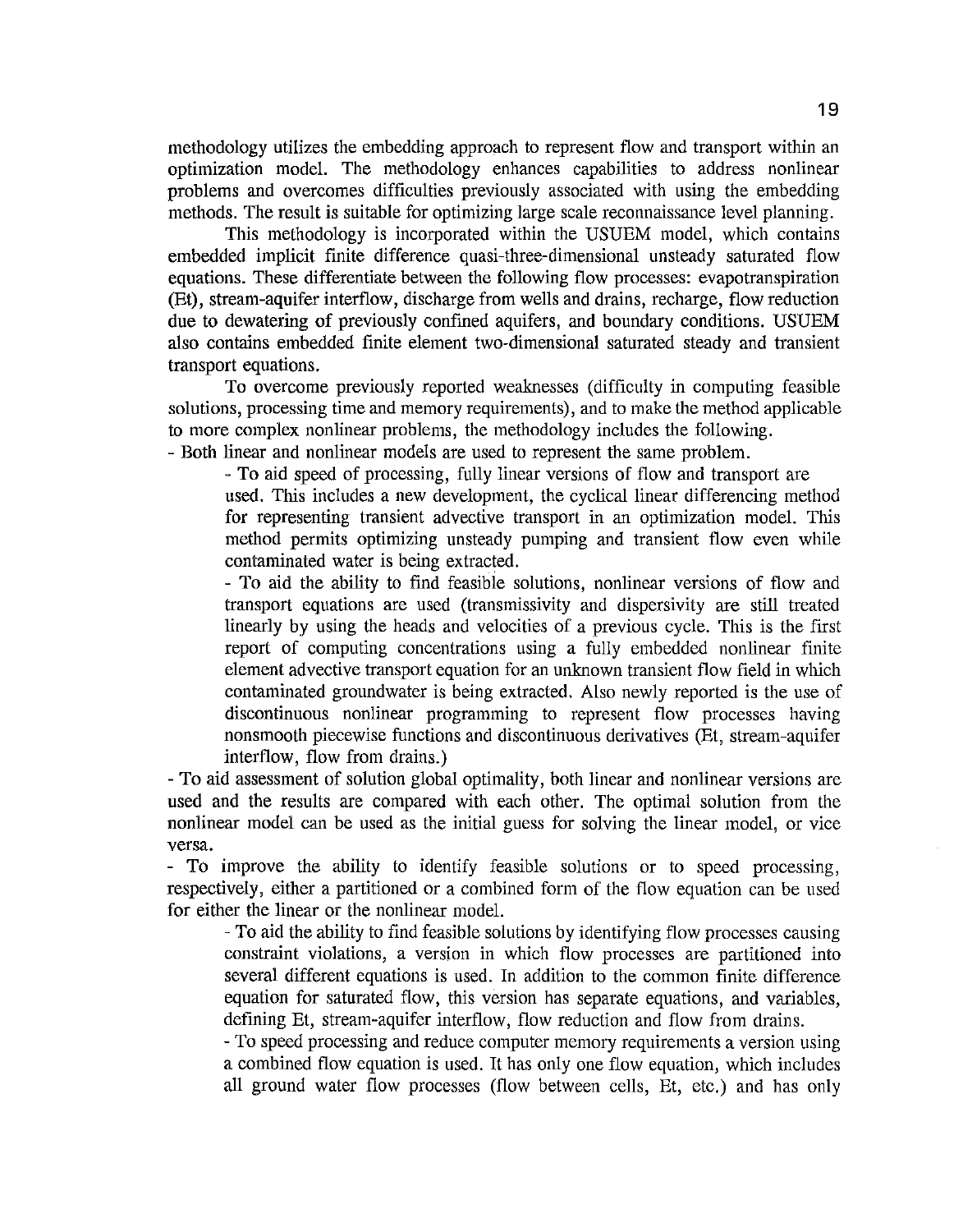methodology utilizes the embedding approach to represent flow and transport within an optimization model. The methodology enhances capabilities to address nonlinear problems and overcomes difficulties previously associated with using the embedding methods. The result is suitable for optimizing large scale reconnaissance level planning.

This methodology is incorporated within the USUEM model, which contains embedded implicit finite difference quasi-three-dimensional unsteady saturated flow equations. These differentiate between the following flow processes: evapotranspiration (Et), stream-aquifer interflow, discharge from wells and drains, recharge, flow reduction due to dewatering of previously confined aquifers, and boundary conditions. USUEM also contains embedded finite element two-dimensional saturated steady and transient transport equations.

To overcome previously reported weaknesses (difficulty in computing feasible solutions, processing time and memory requirements), and to make the method applicable to more complex nonlinear problems, the methodology includes the following.

- Both linear and nonlinear models are used to represent the same problem.
    - To aid speed of processing, fully linear versions of flow and transport are used. This includes a new development, the cyclical linear differencing method for representing transient advective transport in an optimization model. This method permits optimizing unsteady pumping and transient flow even while contaminated water is being extracted.
    - To aid the ability to find feasible solutions, nonlinear versions of flow and transport equations are used (transmissivity and dispersivity are still treated linearly by using the heads and velocities of a previous cycle. This is the first report of computing concentrations using a fully embedded nonlinear finite element advective transport equation for an unknown transient flow field in which contaminated groundwater is being extracted. Also newly reported is the use of discontinuous nonlinear programming to represent flow processes having nonsmooth piecewise functions and discontinuous derivatives (Et, stream-aquifer interflow, flow from drains.)
- To aid assessment of solution global optimality, both linear and nonlinear versions are used and the results are compared with each other. The optimal solution from the nonlinear model can be used as the initial guess for solving the linear model, or vice versa.
- To improve the ability to identify feasible solutions or to speed processing, respectively, either a partitioned or a combined form of the flow equation can be used for either the linear or the nonlinear model.
    - To aid the ability to find feasible solutions by identifying flow processes causing constraint violations, a version in which flow processes are partitioned into several different equations is used. In addition to the common finite difference equation for saturated flow, this version has separate equations, and variables, defining Et, stream-aquifer interflow, flow reduction and flow from drains.
    - To speed processing and reduce computer memory requirements a version using a combined flow equation is used. It has only one flow equation, which includes all ground water flow processes (flow between cells, Et, etc.) and has only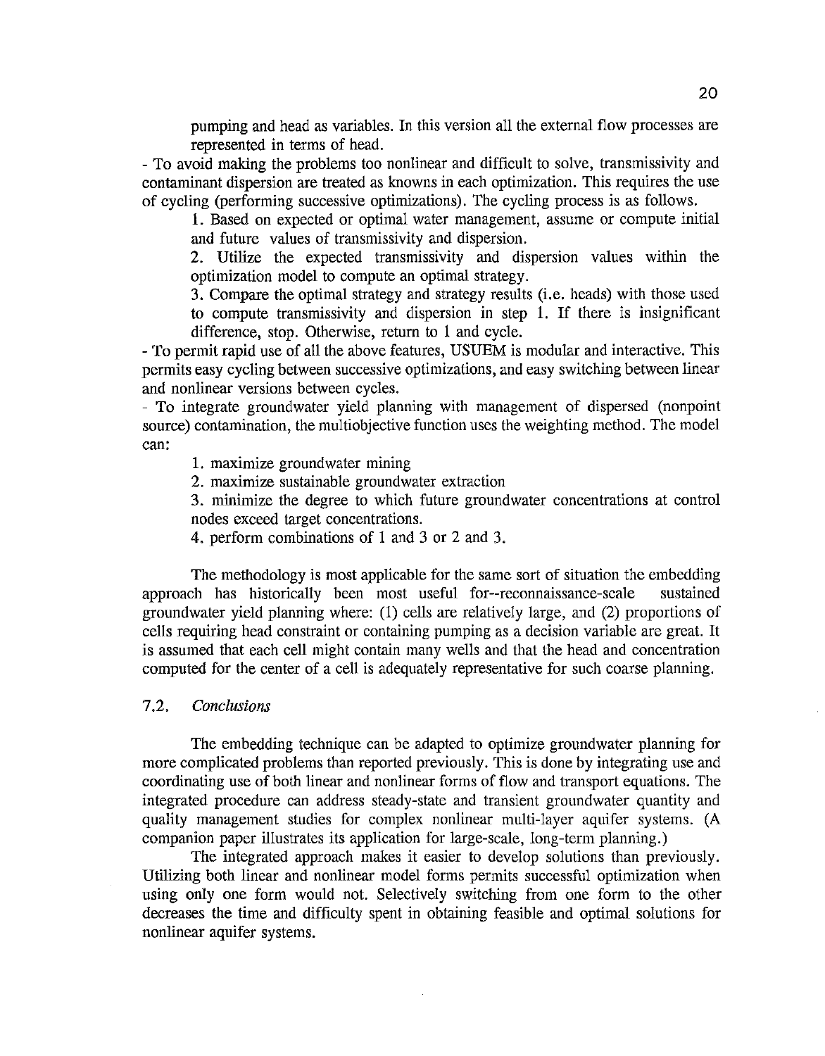pumping and head as variables. In this version all the external flow processes are represented in terms of head.

- To avoid making the problems too nonlinear and difficult to solve, transmissivity and contaminant dispersion are treated as knowns in each optimization. This requires the use of cycling (performing successive optimizations). The cycling process is as follows.

  1. Based on expected or optimal water management, assume or compute initial and future values of transmissivity and dispersion.
  2. Utilize the expected transmissivity and dispersion values within the optimization model to compute an optimal strategy.
  3. Compare the optimal strategy and strategy results (i.e. heads) with those used to compute transmissivity and dispersion in step 1. If there is insignificant difference, stop. Otherwise, return to 1 and cycle.

- To permit rapid use of all the above features, USUEM is modular and interactive. This permits easy cycling between successive optimizations, and easy switching between linear and nonlinear versions between cycles.

- To integrate groundwater yield planning with management of dispersed (nonpoint source) contamination, the multiobjective function uses the weighting method. The model can:

  1. maximize groundwater mining
  2. maximize sustainable groundwater extraction
  3. minimize the degree to which future groundwater concentrations at control nodes exceed target concentrations.
  4. perform combinations of 1 and 3 or 2 and 3.

The methodology is most applicable for the same sort of situation the embedding approach has historically been most useful for--reconnaissance-scale sustained groundwater yield planning where: (1) cells are relatively large, and (2) proportions of cells requiring head constraint or containing pumping as a decision variable are great. It is assumed that each cell might contain many wells and that the head and concentration computed for the center of a cell is adequately representative for such coarse planning.

## 7.2. *Conclusions*

The embedding technique can be adapted to optimize groundwater planning for more complicated problems than reported previously. This is done by integrating use and coordinating use of both linear and nonlinear forms of flow and transport equations. The integrated procedure can address steady-state and transient groundwater quantity and quality management studies for complex nonlinear multi-layer aquifer systems. (A companion paper illustrates its application for large-scale, long-term planning.)

The integrated approach makes it easier to develop solutions than previously. Utilizing both linear and nonlinear model forms permits successful optimization when using only one form would not. Selectively switching from one form to the other decreases the time and difficulty spent in obtaining feasible and optimal solutions for nonlinear aquifer systems.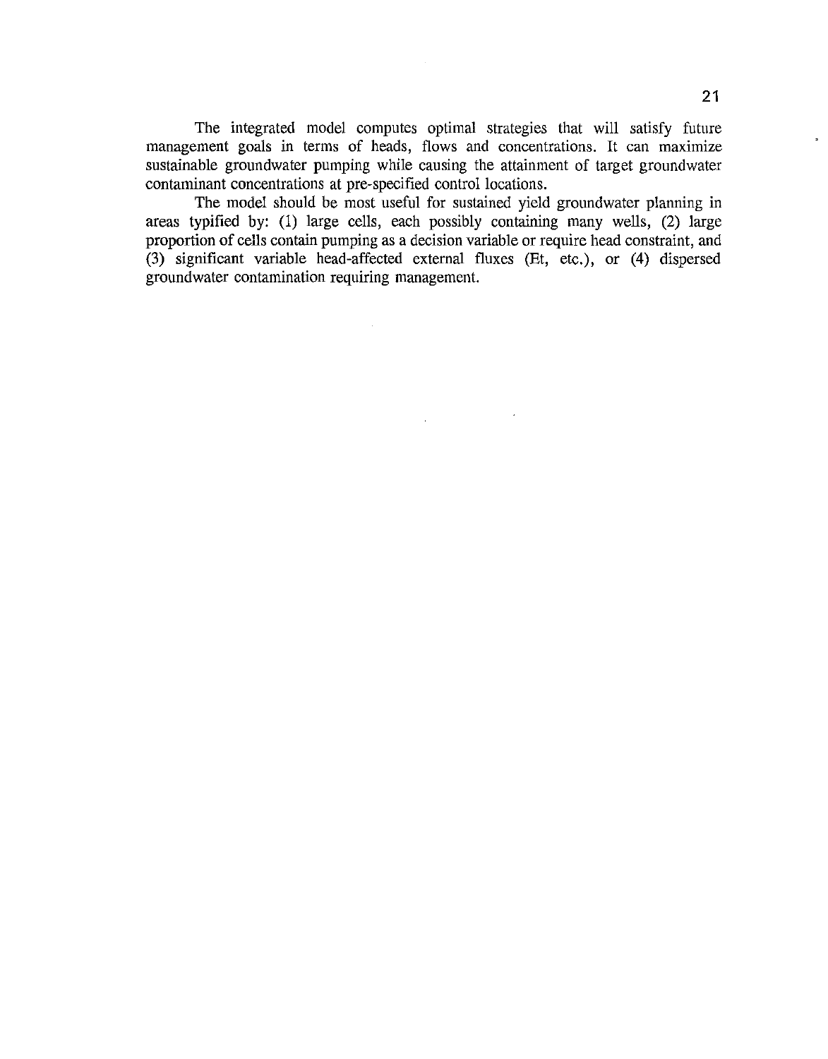The integrated model computes optimal strategies that will satisfy future management goals in terms of heads, flows and concentrations. It can maximize sustainable groundwater pumping while causing the attainment of target groundwater contaminant concentrations at pre-specified control locations.

The model should be most useful for sustained yield groundwater planning in areas typified by: (1) large cells, each possibly containing many wells, (2) large proportion of cells contain pumping as a decision variable or require head constraint, and (3) significant variable head-affected external fluxes (Et, etc.), or (4) dispersed groundwater contamination requiring management.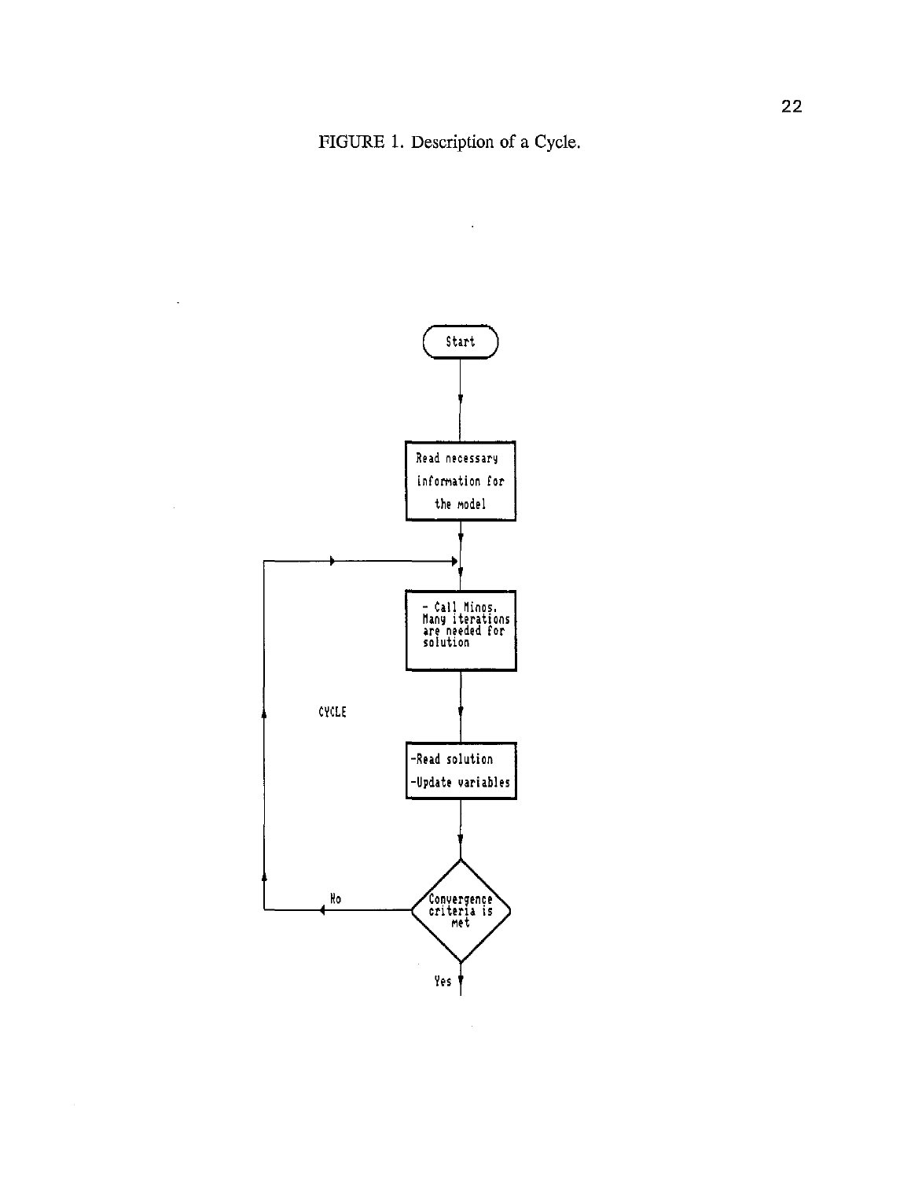FIGURE 1. Description of a Cycle.

Start

Read necessary information for the model

- Call Minos. Many iterations are needed for solution

CYCLE

-Read solution

-Update variables

Convergence criteria is met

No

Yes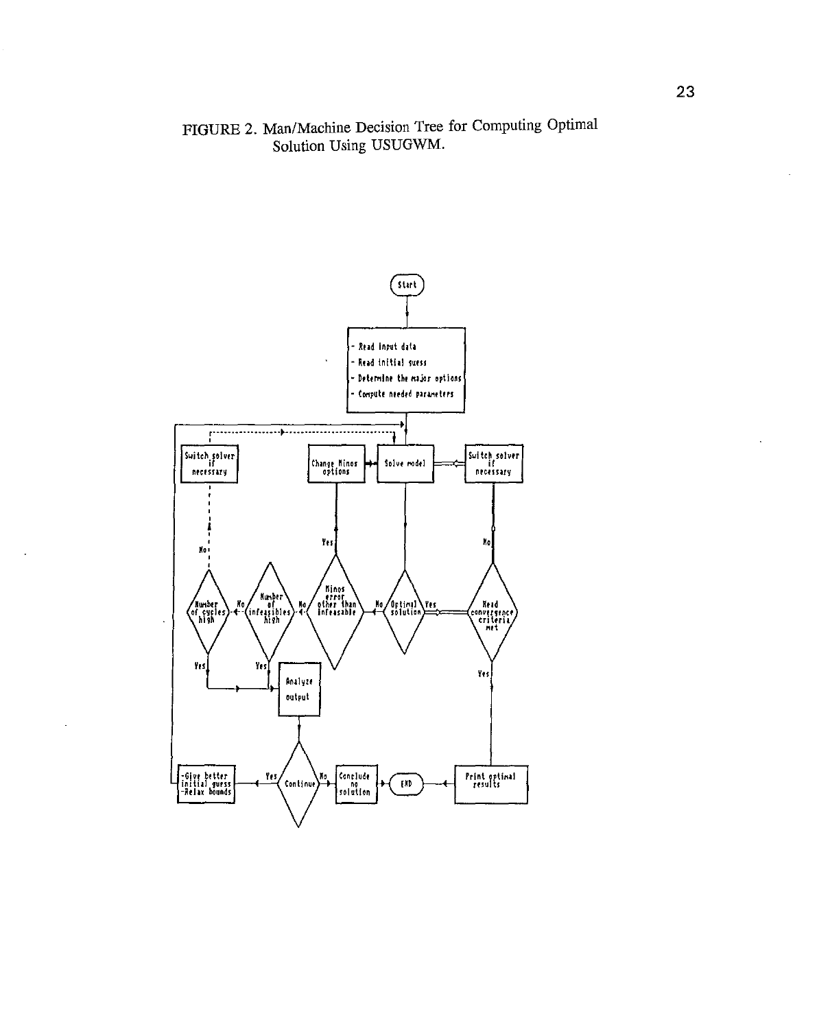FIGURE 2. Man/Machine Decision Tree for Computing Optimal Solution Using USUGWM.

- Read input data
- Read initial guess
- Determine the major options
- Compute needed parameters

Start

Switch solver if necessary

Change Minos options

Solve model

Switch solver if necessary

Number of cycles high

Number of infeasibles high

Minos error other than infeasable

Optimal solution

Head convergence criteria met

Analyze output

Continue

-Give better initial guess
-Relax bounds

Conclude no solution

END

Print optimal results

Yes

No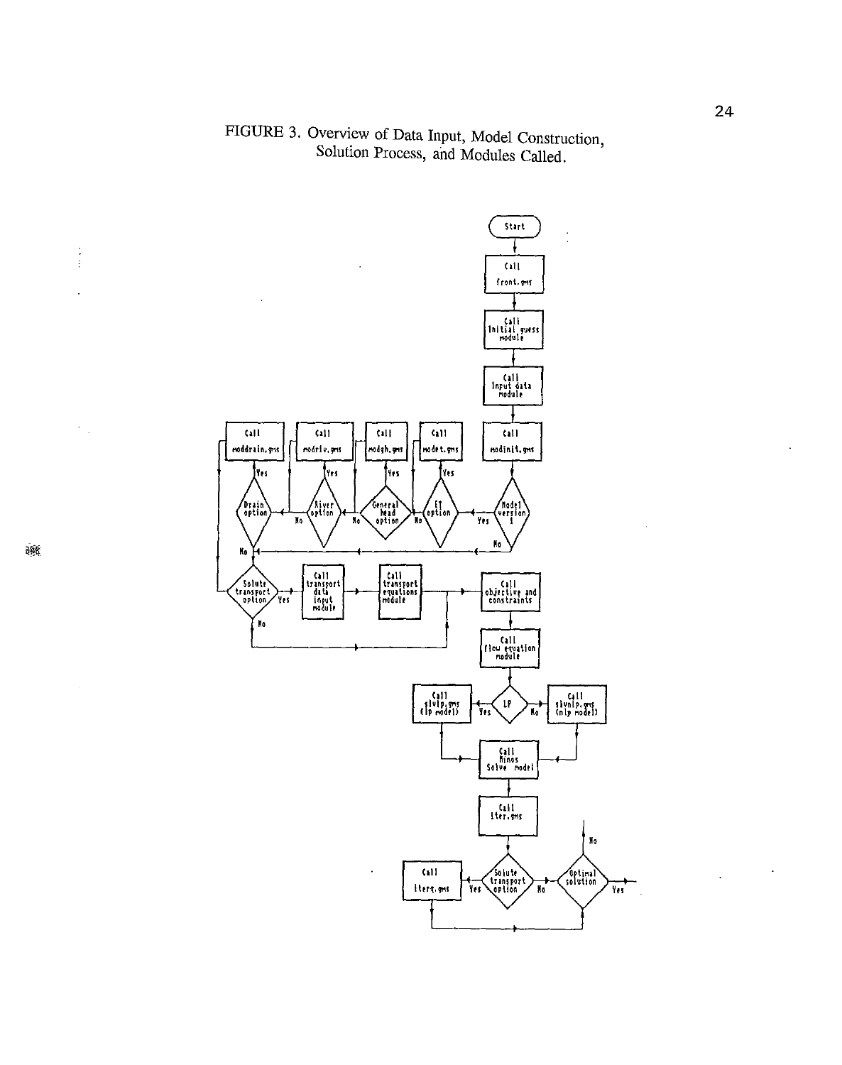FIGURE 3. Overview of Data Input, Model Construction, Solution Process, and Modules Called.

Start

Call front.gms

Call Initial guess module

Call Input data module

Call modinit.gms

Model version 1

Yes / No

ET option — Yes: Call modet.gms

General head option — Yes: Call modgh.gms

River option — Yes: Call modriv.gms

Drain option — Yes: Call moddrain.gms

No

Solute transport option — Yes: Call transport data input module → Call transport equations module

No

Call objective and constraints

Call flow equation module

LP — Yes: Call slvlp.gms (lp model); No: Call slvnlp.gms (nlp model)

Call Minos Solve model

Call iter.gms

Solute transport option — Yes: Call iterq.gms; No

Optimal solution — Yes; No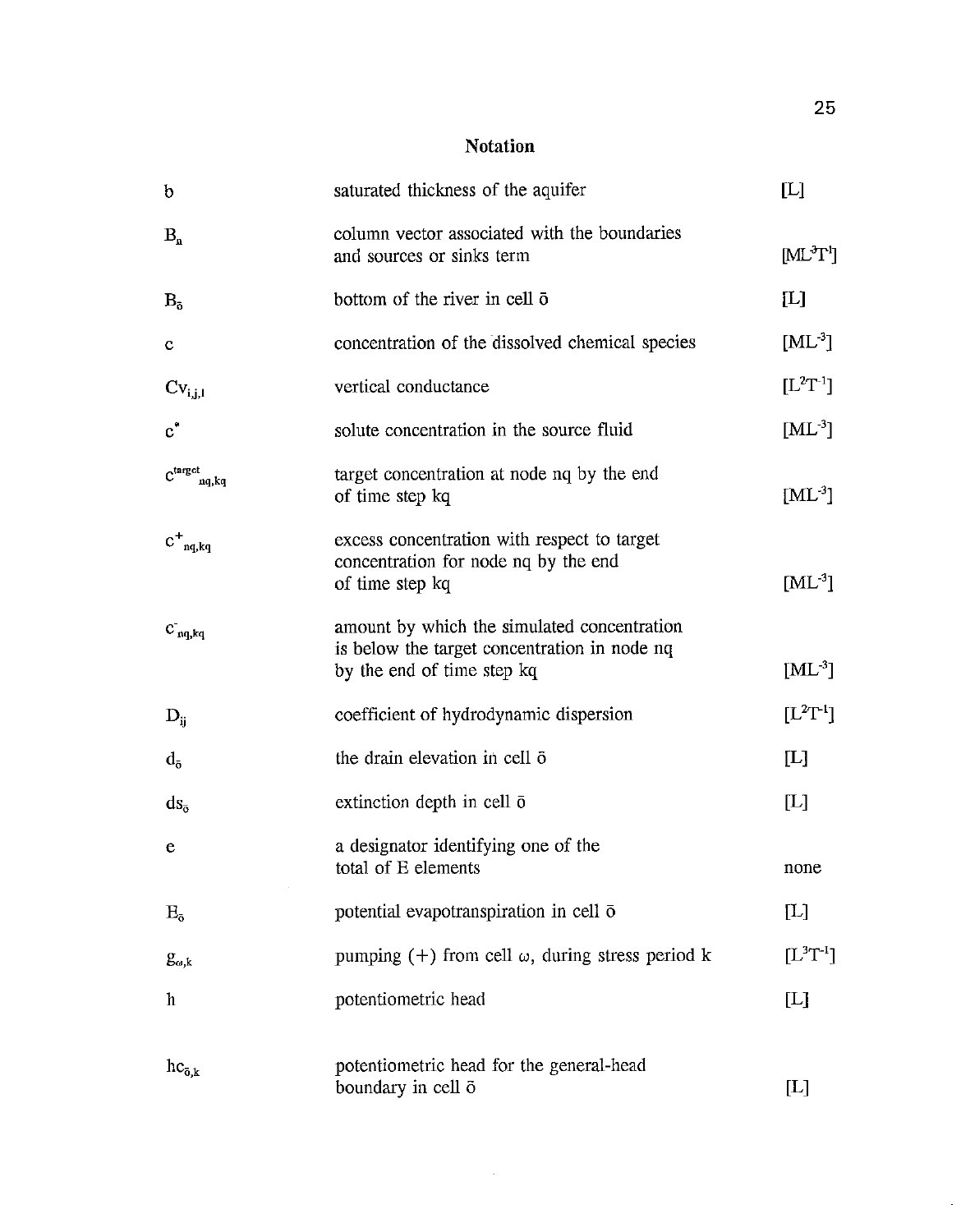## Notation

| | | |
|---|---|---|
| $b$ | saturated thickness of the aquifer | [L] |
| $B_n$ | column vector associated with the boundaries and sources or sinks term | $[ML^{-3}T^{-1}]$ |
| $B_{\bar{o}}$ | bottom of the river in cell $\bar{o}$ | [L] |
| $c$ | concentration of the dissolved chemical species | $[ML^{-3}]$ |
| $Cv_{i,j,l}$ | vertical conductance | $[L^2T^{-1}]$ |
| $c^*$ | solute concentration in the source fluid | $[ML^{-3}]$ |
| $c^{target}_{nq,kq}$ | target concentration at node nq by the end of time step kq | $[ML^{-3}]$ |
| $c^+_{nq,kq}$ | excess concentration with respect to target concentration for node nq by the end of time step kq | $[ML^{-3}]$ |
| $c^-_{nq,kq}$ | amount by which the simulated concentration is below the target concentration in node nq by the end of time step kq | $[ML^{-3}]$ |
| $D_{ij}$ | coefficient of hydrodynamic dispersion | $[L^2T^{-1}]$ |
| $d_{\bar{o}}$ | the drain elevation in cell $\bar{o}$ | [L] |
| $ds_{\bar{o}}$ | extinction depth in cell $\bar{o}$ | [L] |
| $e$ | a designator identifying one of the total of E elements | none |
| $E_{\bar{o}}$ | potential evapotranspiration in cell $\bar{o}$ | [L] |
| $g_{\omega,k}$ | pumping (+) from cell $\omega$, during stress period k | $[L^3T^{-1}]$ |
| $h$ | potentiometric head | [L] |
| $hc_{\bar{o},k}$ | potentiometric head for the general-head boundary in cell $\bar{o}$ | [L] |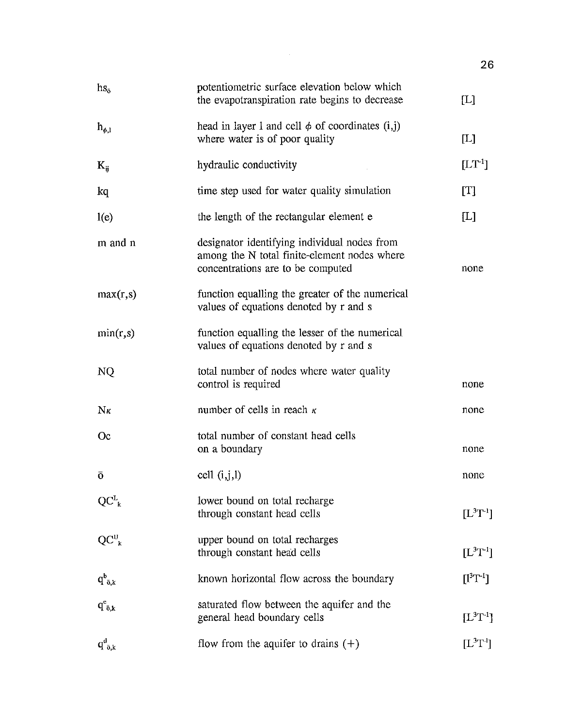| | | |
|---|---|---|
| $hs_{\bar{o}}$ | potentiometric surface elevation below which the evapotranspiration rate begins to decrease | [L] |
| $h_{\phi,l}$ | head in layer l and cell $\phi$ of coordinates (i,j) where water is of poor quality | [L] |
| $K_{ij}$ | hydraulic conductivity | $[LT^{-1}]$ |
| kq | time step used for water quality simulation | [T] |
| l(e) | the length of the rectangular element e | [L] |
| m and n | designator identifying individual nodes from among the N total finite-element nodes where concentrations are to be computed | none |
| max(r,s) | function equalling the greater of the numerical values of equations denoted by r and s | |
| min(r,s) | function equalling the lesser of the numerical values of equations denoted by r and s | |
| NQ | total number of nodes where water quality control is required | none |
| $N\kappa$ | number of cells in reach $\kappa$ | none |
| Oc | total number of constant head cells on a boundary | none |
| $\bar{o}$ | cell (i,j,l) | none |
| $QC^{L}_{k}$ | lower bound on total recharge through constant head cells | $[L^{3}T^{-1}]$ |
| $QC^{U}_{k}$ | upper bound on total recharges through constant head cells | $[L^{3}T^{-1}]$ |
| $q^{b}_{\bar{o},k}$ | known horizontal flow across the boundary | $[l^{3}T^{-1}]$ |
| $q^{c}_{\bar{o},k}$ | saturated flow between the aquifer and the general head boundary cells | $[L^{3}T^{-1}]$ |
| $q^{d}_{\bar{o},k}$ | flow from the aquifer to drains (+) | $[L^{3}T^{-1}]$ |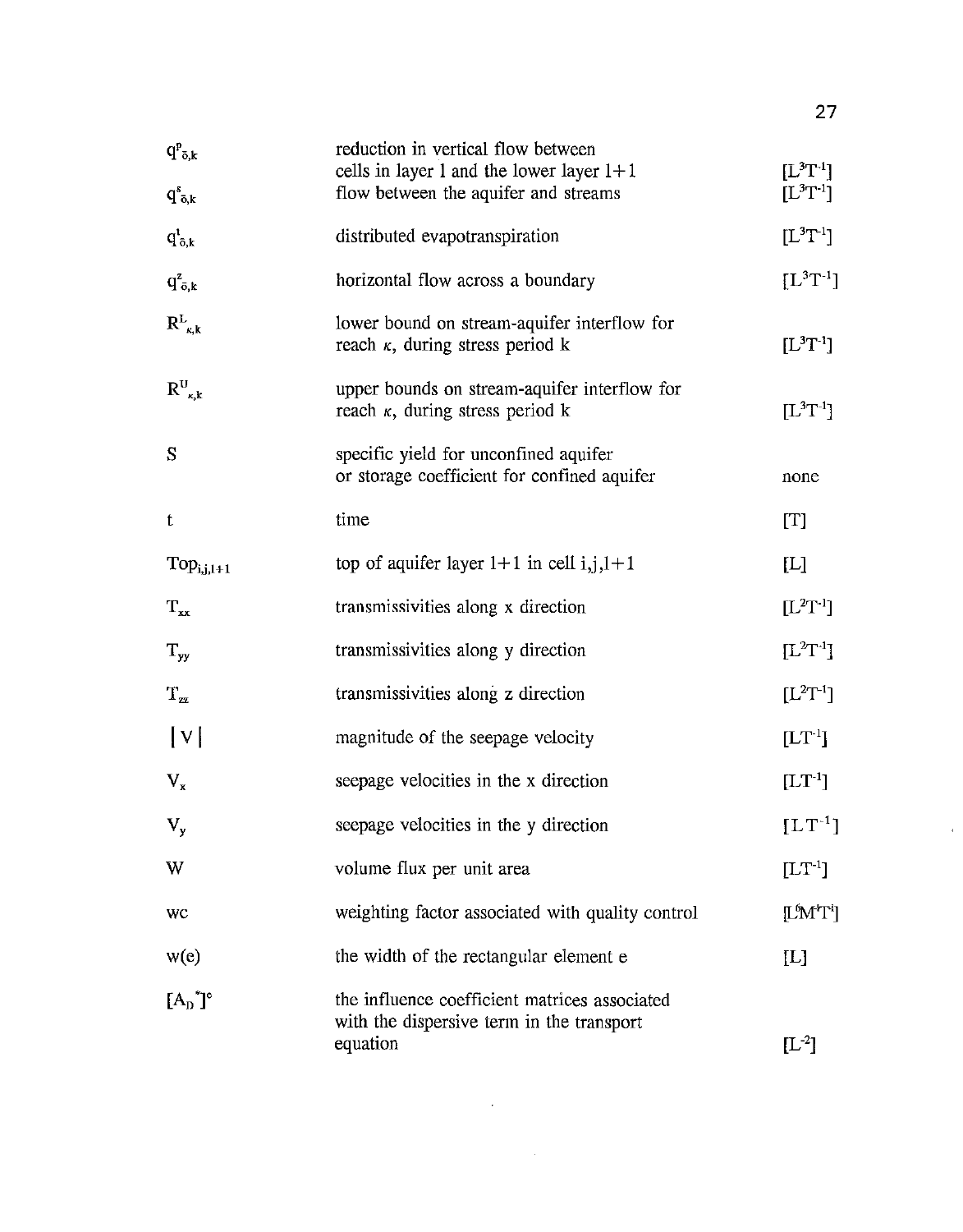| | | |
|---|---|---|
| $q^p_{\bar{o},k}$ | reduction in vertical flow between cells in layer l and the lower layer l+1 | $[L^3T^{-1}]$ |
| $q^s_{\bar{o},k}$ | flow between the aquifer and streams | $[L^3T^{-1}]$ |
| $q^t_{\bar{o},k}$ | distributed evapotranspiration | $[L^3T^{-1}]$ |
| $q^z_{\bar{o},k}$ | horizontal flow across a boundary | $[L^3T^{-1}]$ |
| $R^L_{\kappa,k}$ | lower bound on stream-aquifer interflow for reach $\kappa$, during stress period k | $[L^3T^{-1}]$ |
| $R^U_{\kappa,k}$ | upper bounds on stream-aquifer interflow for reach $\kappa$, during stress period k | $[L^3T^{-1}]$ |
| S | specific yield for unconfined aquifer or storage coefficient for confined aquifer | none |
| t | time | [T] |
| $Top_{i,j,l+1}$ | top of aquifer layer l+1 in cell i,j,l+1 | [L] |
| $T_{xx}$ | transmissivities along x direction | $[L^2T^{-1}]$ |
| $T_{yy}$ | transmissivities along y direction | $[L^2T^{-1}]$ |
| $T_{zz}$ | transmissivities along z direction | $[L^2T^{-1}]$ |
| $\lvert V \rvert$ | magnitude of the seepage velocity | $[LT^{-1}]$ |
| $V_x$ | seepage velocities in the x direction | $[LT^{-1}]$ |
| $V_y$ | seepage velocities in the y direction | $[LT^{-1}]$ |
| W | volume flux per unit area | $[LT^{-1}]$ |
| wc | weighting factor associated with quality control | $[L^6M^{-1}T^{-1}]$ |
| w(e) | the width of the rectangular element e | [L] |
| $[A_D^*]^e$ | the influence coefficient matrices associated with the dispersive term in the transport equation | $[L^{-2}]$ |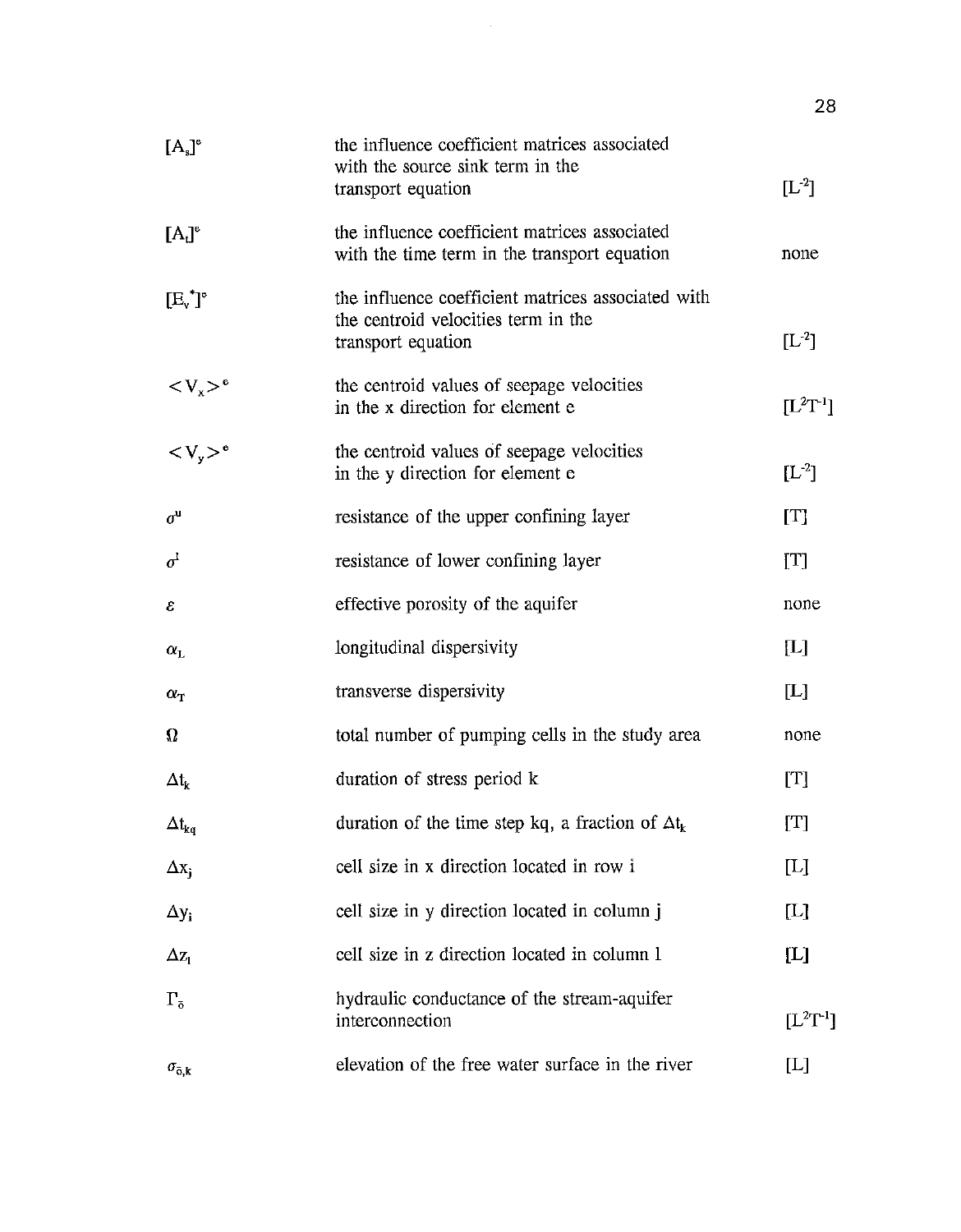| | | |
|---|---|---|
| $[A_s]^e$ | the influence coefficient matrices associated with the source sink term in the transport equation | $[L^{-2}]$ |
| $[A_t]^e$ | the influence coefficient matrices associated with the time term in the transport equation | none |
| $[E_v^*]^e$ | the influence coefficient matrices associated with the centroid velocities term in the transport equation | $[L^{-2}]$ |
| $<V_x>^e$ | the centroid values of seepage velocities in the x direction for element e | $[L^2T^{-1}]$ |
| $<V_y>^e$ | the centroid values of seepage velocities in the y direction for element e | $[L^{-2}]$ |
| $\sigma^u$ | resistance of the upper confining layer | [T] |
| $\sigma^l$ | resistance of lower confining layer | [T] |
| $\varepsilon$ | effective porosity of the aquifer | none |
| $\alpha_L$ | longitudinal dispersivity | [L] |
| $\alpha_T$ | transverse dispersivity | [L] |
| $\Omega$ | total number of pumping cells in the study area | none |
| $\Delta t_k$ | duration of stress period k | [T] |
| $\Delta t_{kq}$ | duration of the time step kq, a fraction of $\Delta t_k$ | [T] |
| $\Delta x_j$ | cell size in x direction located in row i | [L] |
| $\Delta y_i$ | cell size in y direction located in column j | [L] |
| $\Delta z_l$ | cell size in z direction located in column l | [L] |
| $\Gamma_{\bar{o}}$ | hydraulic conductance of the stream-aquifer interconnection | $[L^2T^{-1}]$ |
| $\sigma_{\bar{o},k}$ | elevation of the free water surface in the river | [L] |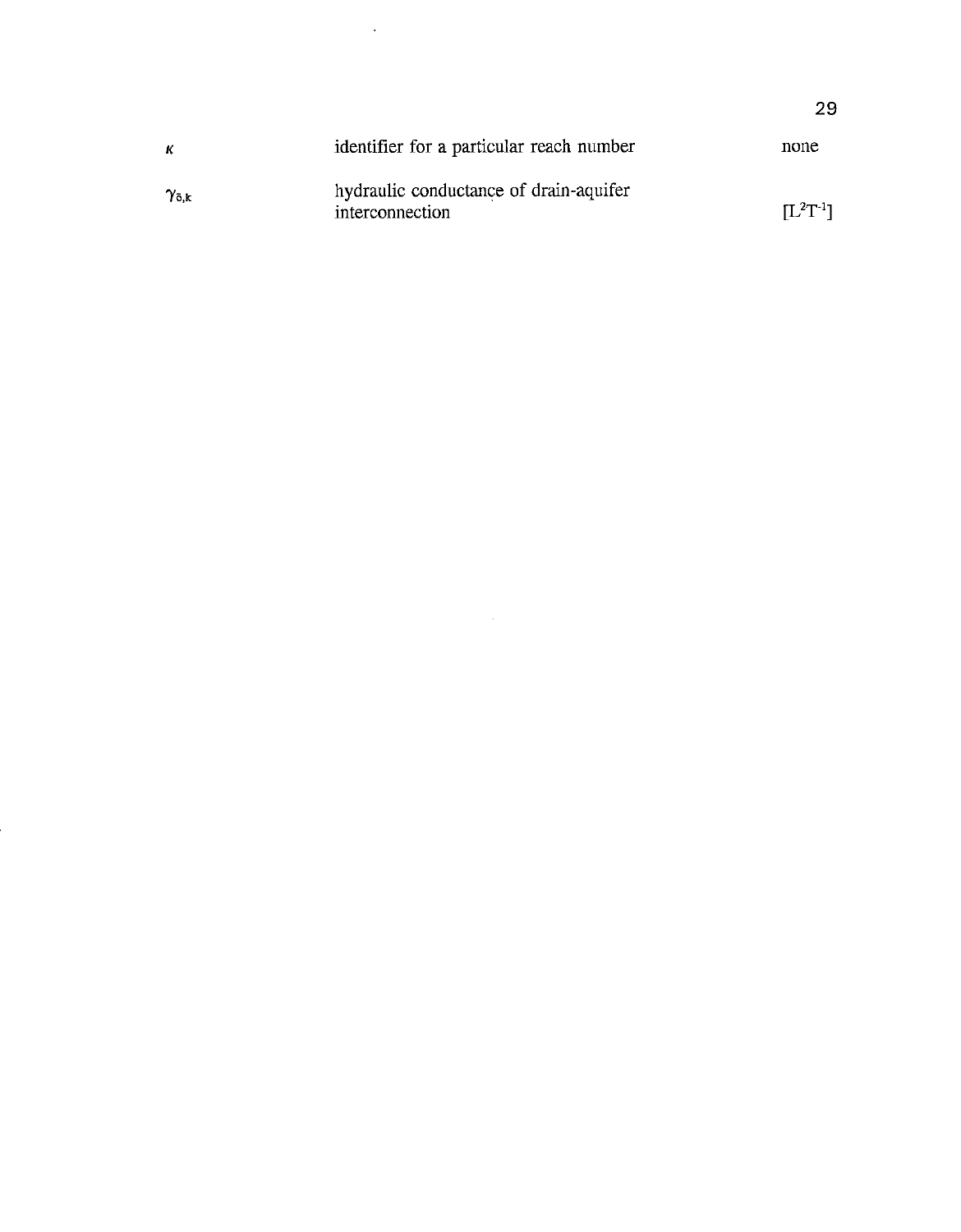| | | |
|---|---|---|
| $\kappa$ | identifier for a particular reach number | none |
| $\gamma_{\delta,k}$ | hydraulic conductance of drain-aquifer interconnection | $[L^2T^{-1}]$ |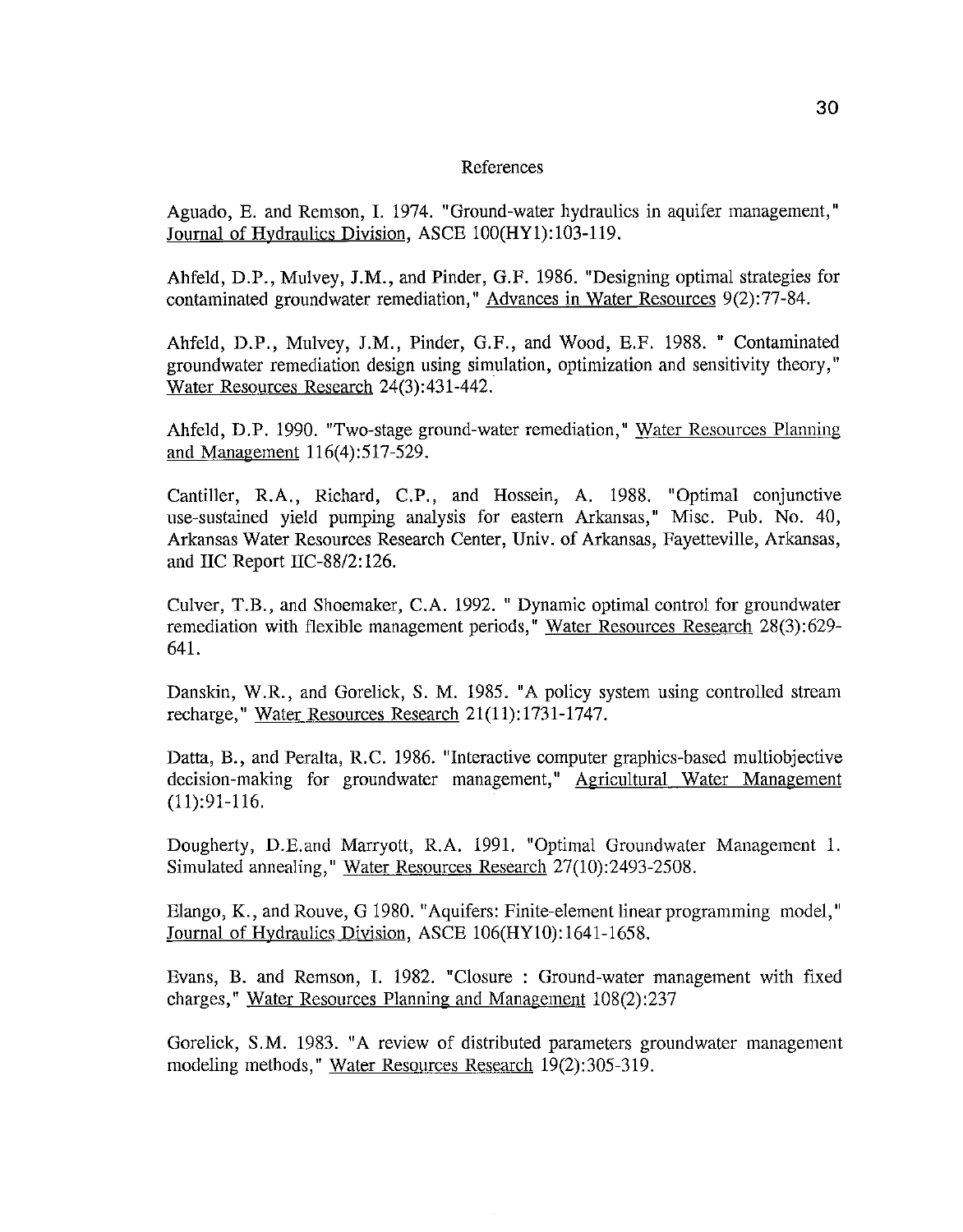## References

Aguado, E. and Remson, I. 1974. "Ground-water hydraulics in aquifer management," Journal of Hydraulics Division, ASCE 100(HY1):103-119.

Ahfeld, D.P., Mulvey, J.M., and Pinder, G.F. 1986. "Designing optimal strategies for contaminated groundwater remediation," Advances in Water Resources 9(2):77-84.

Ahfeld, D.P., Mulvey, J.M., Pinder, G.F., and Wood, E.F. 1988. " Contaminated groundwater remediation design using simulation, optimization and sensitivity theory," Water Resources Research 24(3):431-442.

Ahfeld, D.P. 1990. "Two-stage ground-water remediation," Water Resources Planning and Management 116(4):517-529.

Cantiller, R.A., Richard, C.P., and Hossein, A. 1988. "Optimal conjunctive use-sustained yield pumping analysis for eastern Arkansas," Misc. Pub. No. 40, Arkansas Water Resources Research Center, Univ. of Arkansas, Fayetteville, Arkansas, and IIC Report IIC-88/2:126.

Culver, T.B., and Shoemaker, C.A. 1992. " Dynamic optimal control for groundwater remediation with flexible management periods," Water Resources Research 28(3):629-641.

Danskin, W.R., and Gorelick, S. M. 1985. "A policy system using controlled stream recharge," Water Resources Research 21(11):1731-1747.

Datta, B., and Peralta, R.C. 1986. "Interactive computer graphics-based multiobjective decision-making for groundwater management," Agricultural Water Management (11):91-116.

Dougherty, D.E.and Marryott, R.A. 1991. "Optimal Groundwater Management 1. Simulated annealing," Water Resources Research 27(10):2493-2508.

Elango, K., and Rouve, G 1980. "Aquifers: Finite-element linear programming model," Journal of Hydraulics Division, ASCE 106(HY10):1641-1658.

Evans, B. and Remson, I. 1982. "Closure : Ground-water management with fixed charges," Water Resources Planning and Management 108(2):237

Gorelick, S.M. 1983. "A review of distributed parameters groundwater management modeling methods," Water Resources Research 19(2):305-319.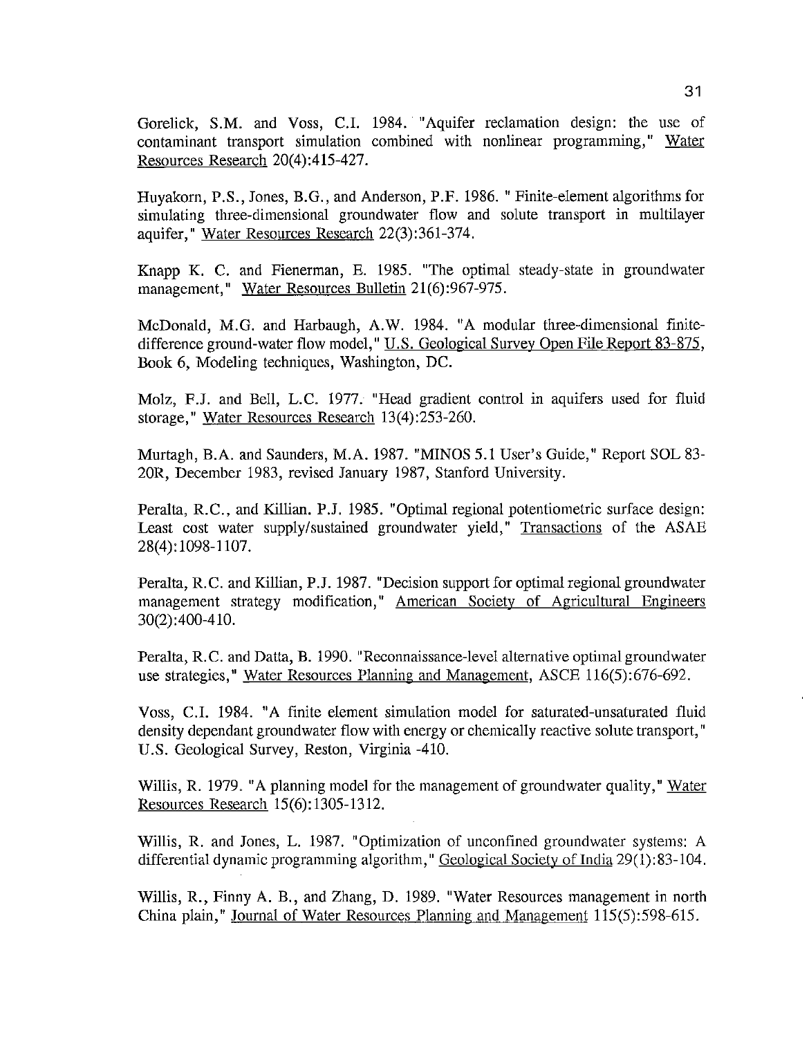Gorelick, S.M. and Voss, C.I. 1984. "Aquifer reclamation design: the use of contaminant transport simulation combined with nonlinear programming," Water Resources Research 20(4):415-427.

Huyakorn, P.S., Jones, B.G., and Anderson, P.F. 1986. " Finite-element algorithms for simulating three-dimensional groundwater flow and solute transport in multilayer aquifer," Water Resources Research 22(3):361-374.

Knapp K. C. and Fienerman, E. 1985. "The optimal steady-state in groundwater management," Water Resources Bulletin 21(6):967-975.

McDonald, M.G. and Harbaugh, A.W. 1984. "A modular three-dimensional finite-difference ground-water flow model," U.S. Geological Survey Open File Report 83-875, Book 6, Modeling techniques, Washington, DC.

Molz, F.J. and Bell, L.C. 1977. "Head gradient control in aquifers used for fluid storage," Water Resources Research 13(4):253-260.

Murtagh, B.A. and Saunders, M.A. 1987. "MINOS 5.1 User's Guide," Report SOL 83-20R, December 1983, revised January 1987, Stanford University.

Peralta, R.C., and Killian. P.J. 1985. "Optimal regional potentiometric surface design: Least cost water supply/sustained groundwater yield," Transactions of the ASAE 28(4):1098-1107.

Peralta, R.C. and Killian, P.J. 1987. "Decision support for optimal regional groundwater management strategy modification," American Society of Agricultural Engineers 30(2):400-410.

Peralta, R.C. and Datta, B. 1990. "Reconnaissance-level alternative optimal groundwater use strategies," Water Resources Planning and Management, ASCE 116(5):676-692.

Voss, C.I. 1984. "A finite element simulation model for saturated-unsaturated fluid density dependant groundwater flow with energy or chemically reactive solute transport," U.S. Geological Survey, Reston, Virginia -410.

Willis, R. 1979. "A planning model for the management of groundwater quality," Water Resources Research 15(6):1305-1312.

Willis, R. and Jones, L. 1987. "Optimization of unconfined groundwater systems: A differential dynamic programming algorithm," Geological Society of India 29(1):83-104.

Willis, R., Finny A. B., and Zhang, D. 1989. "Water Resources management in north China plain," Journal of Water Resources Planning and Management 115(5):598-615.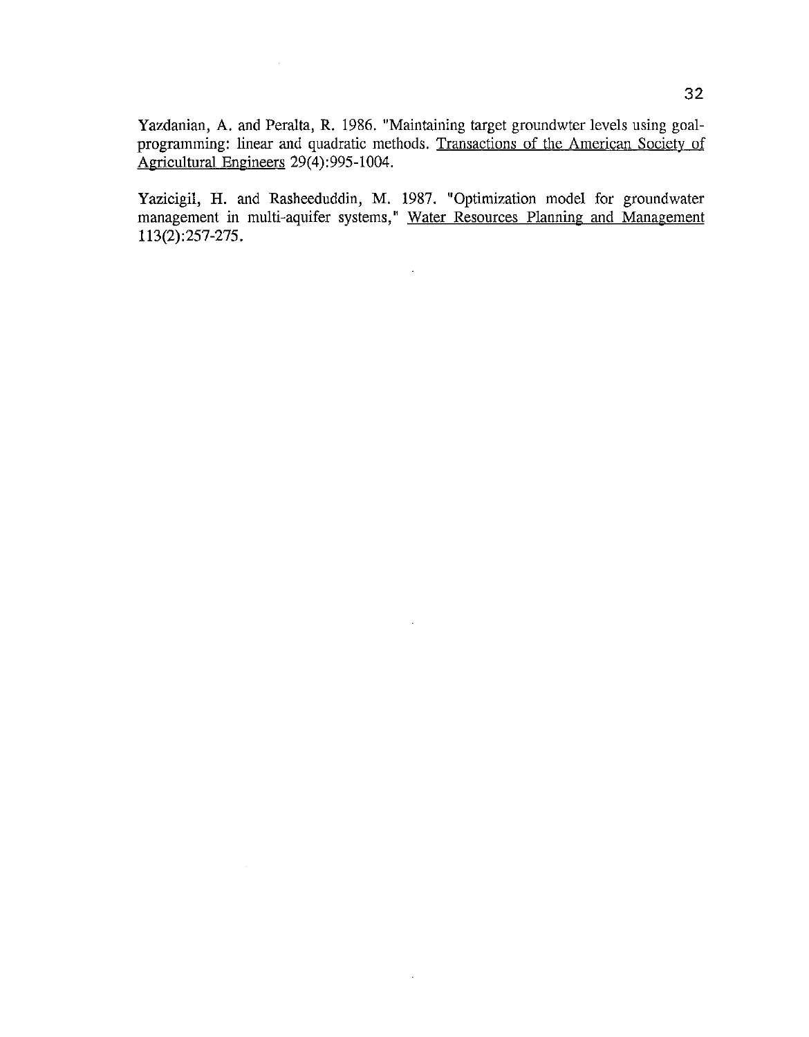Yazdanian, A. and Peralta, R. 1986. "Maintaining target groundwter levels using goal-programming: linear and quadratic methods. Transactions of the American Society of Agricultural Engineers 29(4):995-1004.

Yazicigil, H. and Rasheeduddin, M. 1987. "Optimization model for groundwater management in multi-aquifer systems," Water Resources Planning and Management 113(2):257-275.